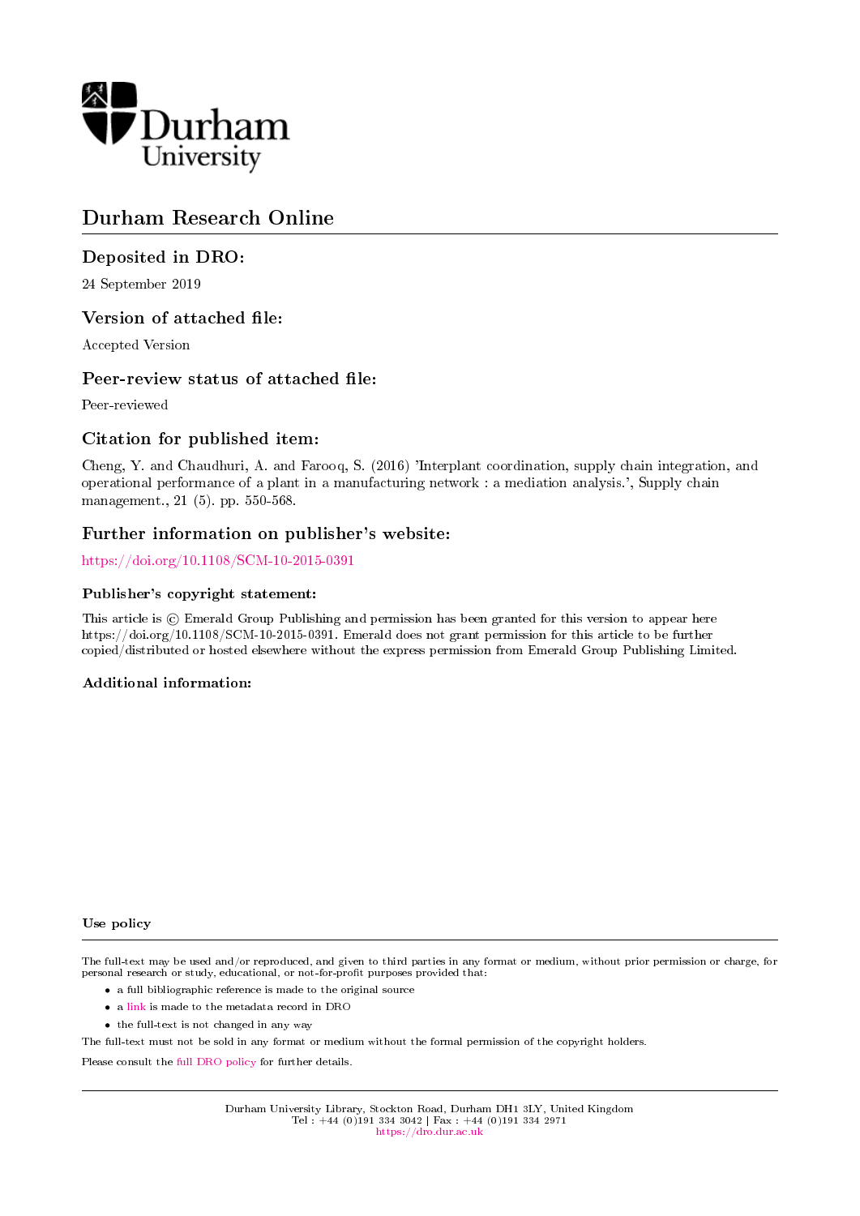Durham University

# Durham Research Online

## Deposited in DRO:

24 September 2019

## Version of attached file:

Accepted Version

## Peer-review status of attached file:

Peer-reviewed

## Citation for published item:

Cheng, Y. and Chaudhuri, A. and Farooq, S. (2016) 'Interplant coordination, supply chain integration, and operational performance of a plant in a manufacturing network : a mediation analysis.', Supply chain management., 21 (5). pp. 550-568.

## Further information on publisher's website:

https://doi.org/10.1108/SCM-10-2015-0391

### Publisher's copyright statement:

This article is © Emerald Group Publishing and permission has been granted for this version to appear here https://doi.org/10.1108/SCM-10-2015-0391. Emerald does not grant permission for this article to be further copied/distributed or hosted elsewhere without the express permission from Emerald Group Publishing Limited.

### Additional information:

### Use policy

The full-text may be used and/or reproduced, and given to third parties in any format or medium, without prior permission or charge, for personal research or study, educational, or not-for-profit purposes provided that:

- a full bibliographic reference is made to the original source
- a link is made to the metadata record in DRO
- the full-text is not changed in any way

The full-text must not be sold in any format or medium without the formal permission of the copyright holders.

Please consult the full DRO policy for further details.

Durham University Library, Stockton Road, Durham DH1 3LY, United Kingdom
Tel : +44 (0)191 334 3042 | Fax : +44 (0)191 334 2971
https://dro.dur.ac.uk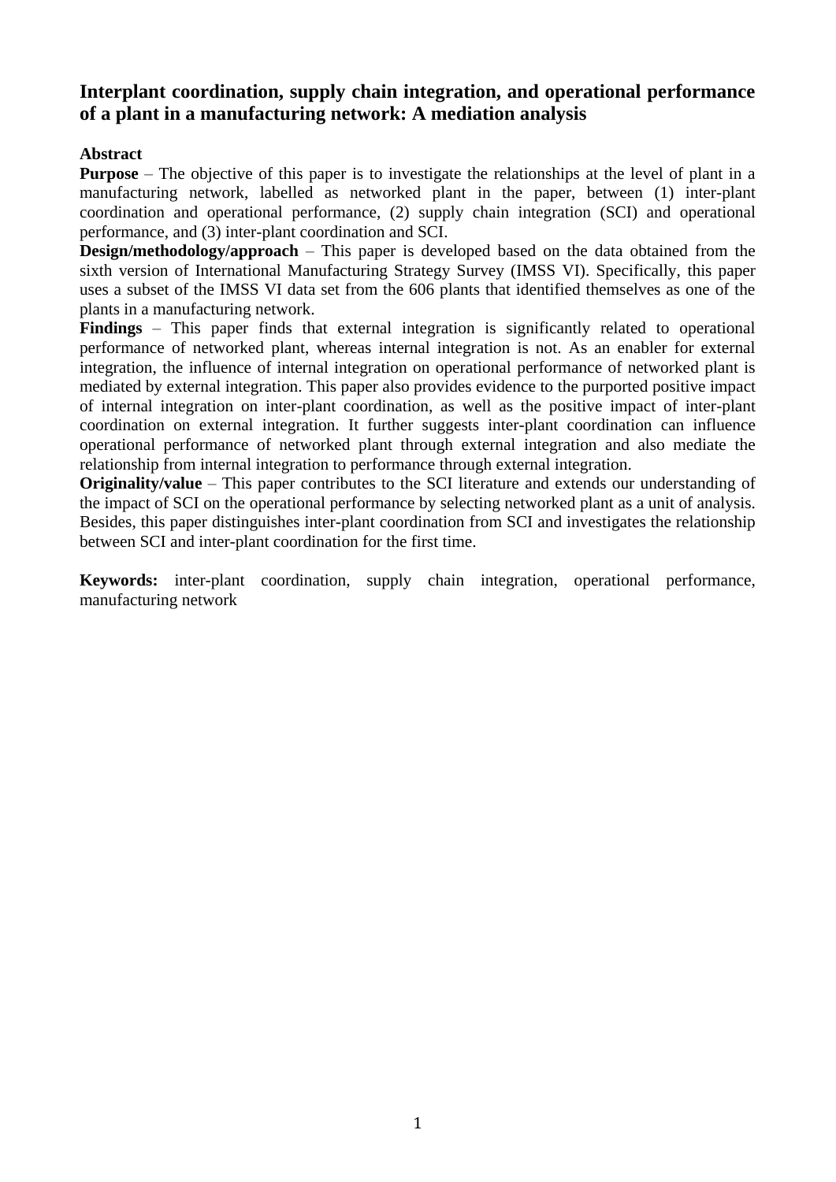# Interplant coordination, supply chain integration, and operational performance of a plant in a manufacturing network: A mediation analysis

## Abstract

**Purpose** – The objective of this paper is to investigate the relationships at the level of plant in a manufacturing network, labelled as networked plant in the paper, between (1) inter-plant coordination and operational performance, (2) supply chain integration (SCI) and operational performance, and (3) inter-plant coordination and SCI.

**Design/methodology/approach** – This paper is developed based on the data obtained from the sixth version of International Manufacturing Strategy Survey (IMSS VI). Specifically, this paper uses a subset of the IMSS VI data set from the 606 plants that identified themselves as one of the plants in a manufacturing network.

**Findings** – This paper finds that external integration is significantly related to operational performance of networked plant, whereas internal integration is not. As an enabler for external integration, the influence of internal integration on operational performance of networked plant is mediated by external integration. This paper also provides evidence to the purported positive impact of internal integration on inter-plant coordination, as well as the positive impact of inter-plant coordination on external integration. It further suggests inter-plant coordination can influence operational performance of networked plant through external integration and also mediate the relationship from internal integration to performance through external integration.

**Originality/value** – This paper contributes to the SCI literature and extends our understanding of the impact of SCI on the operational performance by selecting networked plant as a unit of analysis. Besides, this paper distinguishes inter-plant coordination from SCI and investigates the relationship between SCI and inter-plant coordination for the first time.

**Keywords:** inter-plant coordination, supply chain integration, operational performance, manufacturing network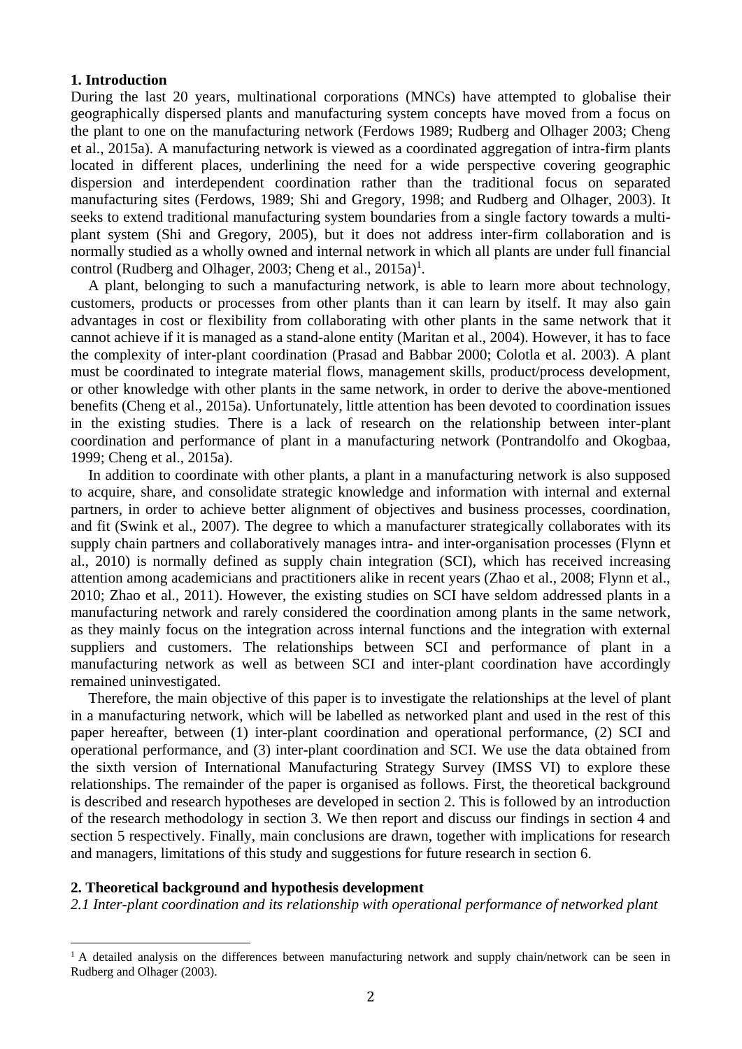## 1. Introduction

During the last 20 years, multinational corporations (MNCs) have attempted to globalise their geographically dispersed plants and manufacturing system concepts have moved from a focus on the plant to one on the manufacturing network (Ferdows 1989; Rudberg and Olhager 2003; Cheng et al., 2015a). A manufacturing network is viewed as a coordinated aggregation of intra-firm plants located in different places, underlining the need for a wide perspective covering geographic dispersion and interdependent coordination rather than the traditional focus on separated manufacturing sites (Ferdows, 1989; Shi and Gregory, 1998; and Rudberg and Olhager, 2003). It seeks to extend traditional manufacturing system boundaries from a single factory towards a multi-plant system (Shi and Gregory, 2005), but it does not address inter-firm collaboration and is normally studied as a wholly owned and internal network in which all plants are under full financial control (Rudberg and Olhager, 2003; Cheng et al., 2015a)[1].

A plant, belonging to such a manufacturing network, is able to learn more about technology, customers, products or processes from other plants than it can learn by itself. It may also gain advantages in cost or flexibility from collaborating with other plants in the same network that it cannot achieve if it is managed as a stand-alone entity (Maritan et al., 2004). However, it has to face the complexity of inter-plant coordination (Prasad and Babbar 2000; Colotla et al. 2003). A plant must be coordinated to integrate material flows, management skills, product/process development, or other knowledge with other plants in the same network, in order to derive the above-mentioned benefits (Cheng et al., 2015a). Unfortunately, little attention has been devoted to coordination issues in the existing studies. There is a lack of research on the relationship between inter-plant coordination and performance of plant in a manufacturing network (Pontrandolfo and Okogbaa, 1999; Cheng et al., 2015a).

In addition to coordinate with other plants, a plant in a manufacturing network is also supposed to acquire, share, and consolidate strategic knowledge and information with internal and external partners, in order to achieve better alignment of objectives and business processes, coordination, and fit (Swink et al., 2007). The degree to which a manufacturer strategically collaborates with its supply chain partners and collaboratively manages intra- and inter-organisation processes (Flynn et al., 2010) is normally defined as supply chain integration (SCI), which has received increasing attention among academicians and practitioners alike in recent years (Zhao et al., 2008; Flynn et al., 2010; Zhao et al., 2011). However, the existing studies on SCI have seldom addressed plants in a manufacturing network and rarely considered the coordination among plants in the same network, as they mainly focus on the integration across internal functions and the integration with external suppliers and customers. The relationships between SCI and performance of plant in a manufacturing network as well as between SCI and inter-plant coordination have accordingly remained uninvestigated.

Therefore, the main objective of this paper is to investigate the relationships at the level of plant in a manufacturing network, which will be labelled as networked plant and used in the rest of this paper hereafter, between (1) inter-plant coordination and operational performance, (2) SCI and operational performance, and (3) inter-plant coordination and SCI. We use the data obtained from the sixth version of International Manufacturing Strategy Survey (IMSS VI) to explore these relationships. The remainder of the paper is organised as follows. First, the theoretical background is described and research hypotheses are developed in section 2. This is followed by an introduction of the research methodology in section 3. We then report and discuss our findings in section 4 and section 5 respectively. Finally, main conclusions are drawn, together with implications for research and managers, limitations of this study and suggestions for future research in section 6.

## 2. Theoretical background and hypothesis development

### *2.1 Inter-plant coordination and its relationship with operational performance of networked plant*

[1] A detailed analysis on the differences between manufacturing network and supply chain/network can be seen in Rudberg and Olhager (2003).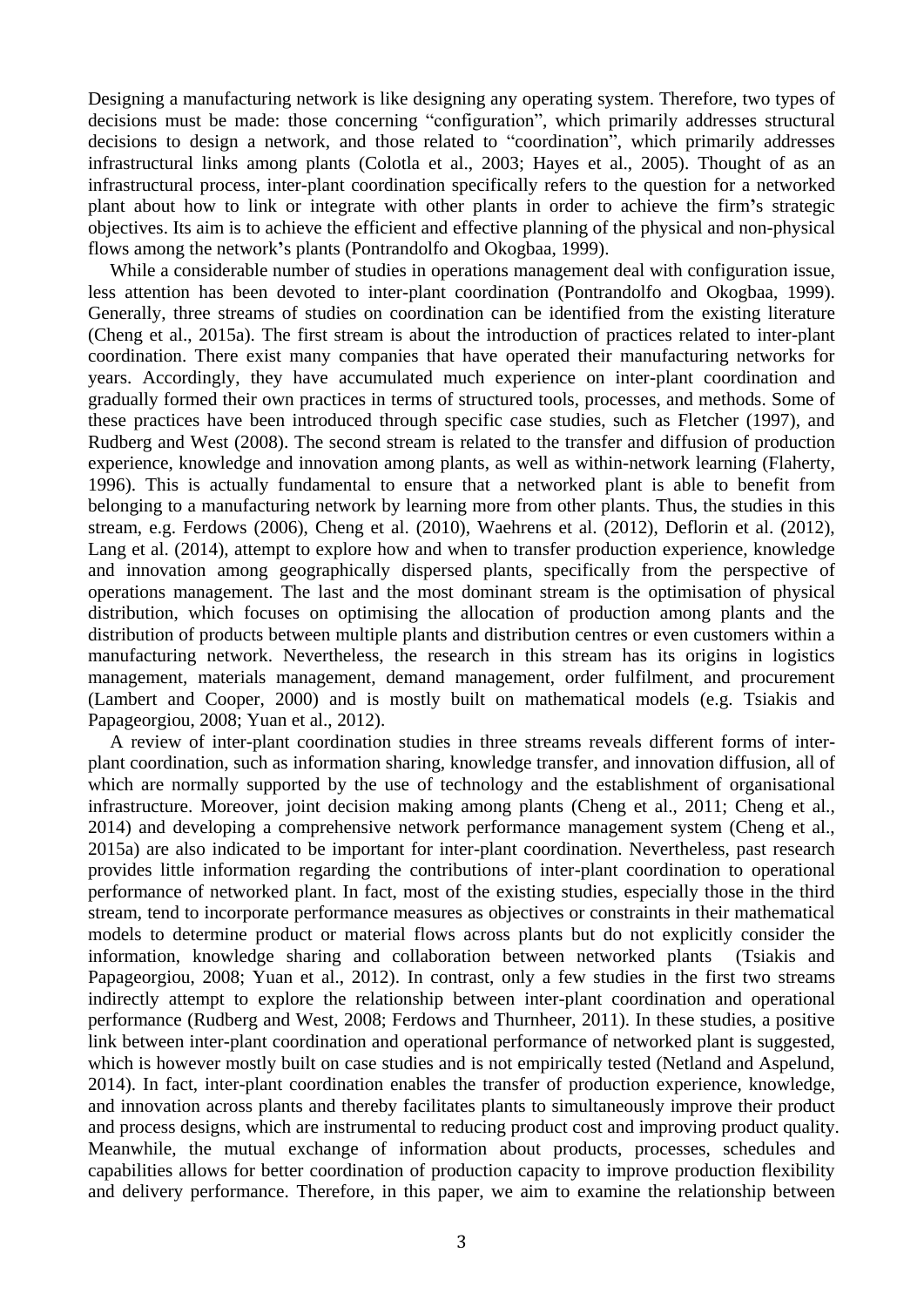Designing a manufacturing network is like designing any operating system. Therefore, two types of decisions must be made: those concerning "configuration", which primarily addresses structural decisions to design a network, and those related to "coordination", which primarily addresses infrastructural links among plants (Colotla et al., 2003; Hayes et al., 2005). Thought of as an infrastructural process, inter-plant coordination specifically refers to the question for a networked plant about how to link or integrate with other plants in order to achieve the firm's strategic objectives. Its aim is to achieve the efficient and effective planning of the physical and non-physical flows among the network's plants (Pontrandolfo and Okogbaa, 1999).

While a considerable number of studies in operations management deal with configuration issue, less attention has been devoted to inter-plant coordination (Pontrandolfo and Okogbaa, 1999). Generally, three streams of studies on coordination can be identified from the existing literature (Cheng et al., 2015a). The first stream is about the introduction of practices related to inter-plant coordination. There exist many companies that have operated their manufacturing networks for years. Accordingly, they have accumulated much experience on inter-plant coordination and gradually formed their own practices in terms of structured tools, processes, and methods. Some of these practices have been introduced through specific case studies, such as Fletcher (1997), and Rudberg and West (2008). The second stream is related to the transfer and diffusion of production experience, knowledge and innovation among plants, as well as within-network learning (Flaherty, 1996). This is actually fundamental to ensure that a networked plant is able to benefit from belonging to a manufacturing network by learning more from other plants. Thus, the studies in this stream, e.g. Ferdows (2006), Cheng et al. (2010), Waehrens et al. (2012), Deflorin et al. (2012), Lang et al. (2014), attempt to explore how and when to transfer production experience, knowledge and innovation among geographically dispersed plants, specifically from the perspective of operations management. The last and the most dominant stream is the optimisation of physical distribution, which focuses on optimising the allocation of production among plants and the distribution of products between multiple plants and distribution centres or even customers within a manufacturing network. Nevertheless, the research in this stream has its origins in logistics management, materials management, demand management, order fulfilment, and procurement (Lambert and Cooper, 2000) and is mostly built on mathematical models (e.g. Tsiakis and Papageorgiou, 2008; Yuan et al., 2012).

A review of inter-plant coordination studies in three streams reveals different forms of inter-plant coordination, such as information sharing, knowledge transfer, and innovation diffusion, all of which are normally supported by the use of technology and the establishment of organisational infrastructure. Moreover, joint decision making among plants (Cheng et al., 2011; Cheng et al., 2014) and developing a comprehensive network performance management system (Cheng et al., 2015a) are also indicated to be important for inter-plant coordination. Nevertheless, past research provides little information regarding the contributions of inter-plant coordination to operational performance of networked plant. In fact, most of the existing studies, especially those in the third stream, tend to incorporate performance measures as objectives or constraints in their mathematical models to determine product or material flows across plants but do not explicitly consider the information, knowledge sharing and collaboration between networked plants (Tsiakis and Papageorgiou, 2008; Yuan et al., 2012). In contrast, only a few studies in the first two streams indirectly attempt to explore the relationship between inter-plant coordination and operational performance (Rudberg and West, 2008; Ferdows and Thurnheer, 2011). In these studies, a positive link between inter-plant coordination and operational performance of networked plant is suggested, which is however mostly built on case studies and is not empirically tested (Netland and Aspelund, 2014). In fact, inter-plant coordination enables the transfer of production experience, knowledge, and innovation across plants and thereby facilitates plants to simultaneously improve their product and process designs, which are instrumental to reducing product cost and improving product quality. Meanwhile, the mutual exchange of information about products, processes, schedules and capabilities allows for better coordination of production capacity to improve production flexibility and delivery performance. Therefore, in this paper, we aim to examine the relationship between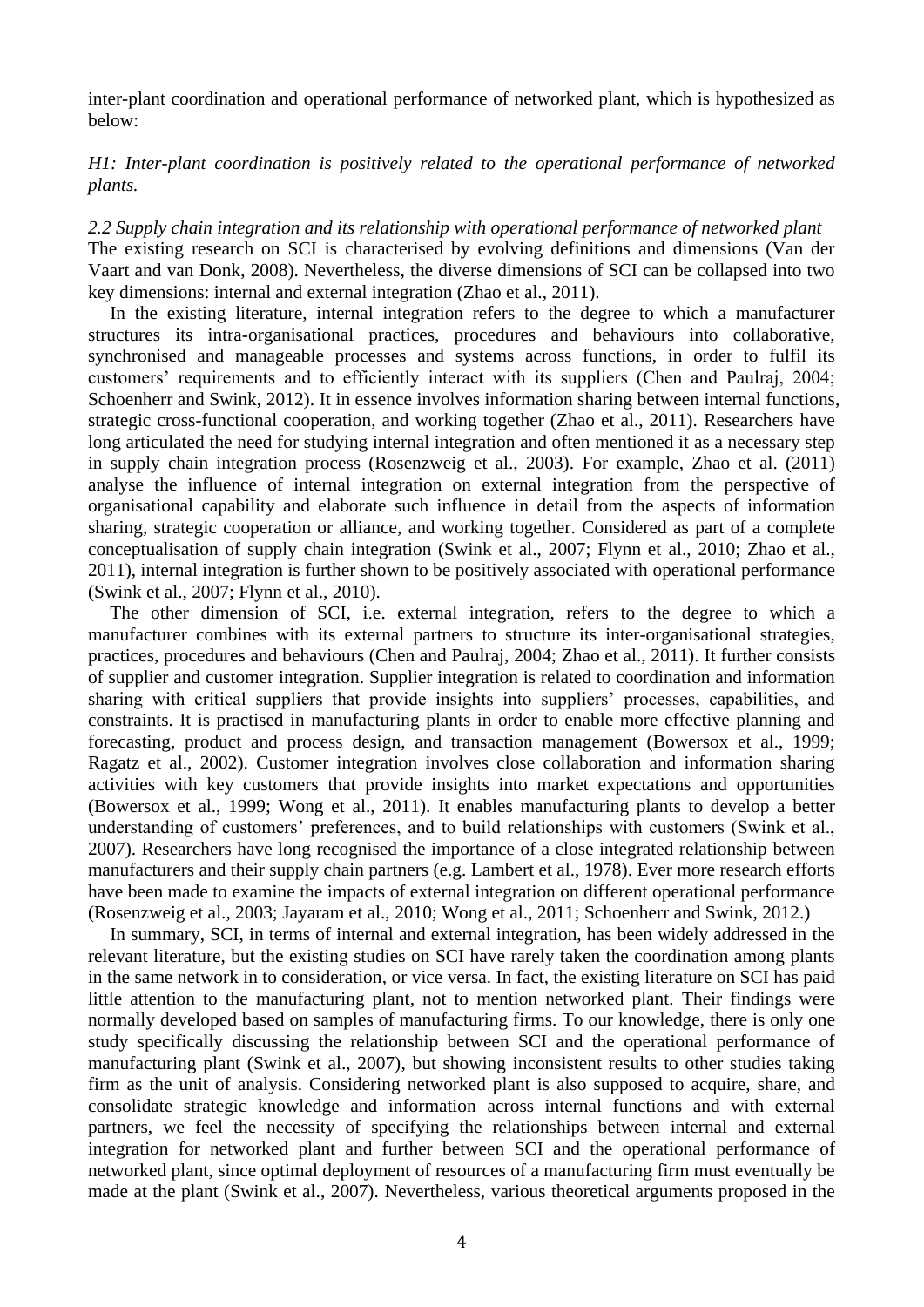inter-plant coordination and operational performance of networked plant, which is hypothesized as below:

*H1: Inter-plant coordination is positively related to the operational performance of networked plants.*

### *2.2 Supply chain integration and its relationship with operational performance of networked plant*

The existing research on SCI is characterised by evolving definitions and dimensions (Van der Vaart and van Donk, 2008). Nevertheless, the diverse dimensions of SCI can be collapsed into two key dimensions: internal and external integration (Zhao et al., 2011).

In the existing literature, internal integration refers to the degree to which a manufacturer structures its intra-organisational practices, procedures and behaviours into collaborative, synchronised and manageable processes and systems across functions, in order to fulfil its customers' requirements and to efficiently interact with its suppliers (Chen and Paulraj, 2004; Schoenherr and Swink, 2012). It in essence involves information sharing between internal functions, strategic cross-functional cooperation, and working together (Zhao et al., 2011). Researchers have long articulated the need for studying internal integration and often mentioned it as a necessary step in supply chain integration process (Rosenzweig et al., 2003). For example, Zhao et al. (2011) analyse the influence of internal integration on external integration from the perspective of organisational capability and elaborate such influence in detail from the aspects of information sharing, strategic cooperation or alliance, and working together. Considered as part of a complete conceptualisation of supply chain integration (Swink et al., 2007; Flynn et al., 2010; Zhao et al., 2011), internal integration is further shown to be positively associated with operational performance (Swink et al., 2007; Flynn et al., 2010).

The other dimension of SCI, i.e. external integration, refers to the degree to which a manufacturer combines with its external partners to structure its inter-organisational strategies, practices, procedures and behaviours (Chen and Paulraj, 2004; Zhao et al., 2011). It further consists of supplier and customer integration. Supplier integration is related to coordination and information sharing with critical suppliers that provide insights into suppliers' processes, capabilities, and constraints. It is practised in manufacturing plants in order to enable more effective planning and forecasting, product and process design, and transaction management (Bowersox et al., 1999; Ragatz et al., 2002). Customer integration involves close collaboration and information sharing activities with key customers that provide insights into market expectations and opportunities (Bowersox et al., 1999; Wong et al., 2011). It enables manufacturing plants to develop a better understanding of customers' preferences, and to build relationships with customers (Swink et al., 2007). Researchers have long recognised the importance of a close integrated relationship between manufacturers and their supply chain partners (e.g. Lambert et al., 1978). Ever more research efforts have been made to examine the impacts of external integration on different operational performance (Rosenzweig et al., 2003; Jayaram et al., 2010; Wong et al., 2011; Schoenherr and Swink, 2012.)

In summary, SCI, in terms of internal and external integration, has been widely addressed in the relevant literature, but the existing studies on SCI have rarely taken the coordination among plants in the same network in to consideration, or vice versa. In fact, the existing literature on SCI has paid little attention to the manufacturing plant, not to mention networked plant. Their findings were normally developed based on samples of manufacturing firms. To our knowledge, there is only one study specifically discussing the relationship between SCI and the operational performance of manufacturing plant (Swink et al., 2007), but showing inconsistent results to other studies taking firm as the unit of analysis. Considering networked plant is also supposed to acquire, share, and consolidate strategic knowledge and information across internal functions and with external partners, we feel the necessity of specifying the relationships between internal and external integration for networked plant and further between SCI and the operational performance of networked plant, since optimal deployment of resources of a manufacturing firm must eventually be made at the plant (Swink et al., 2007). Nevertheless, various theoretical arguments proposed in the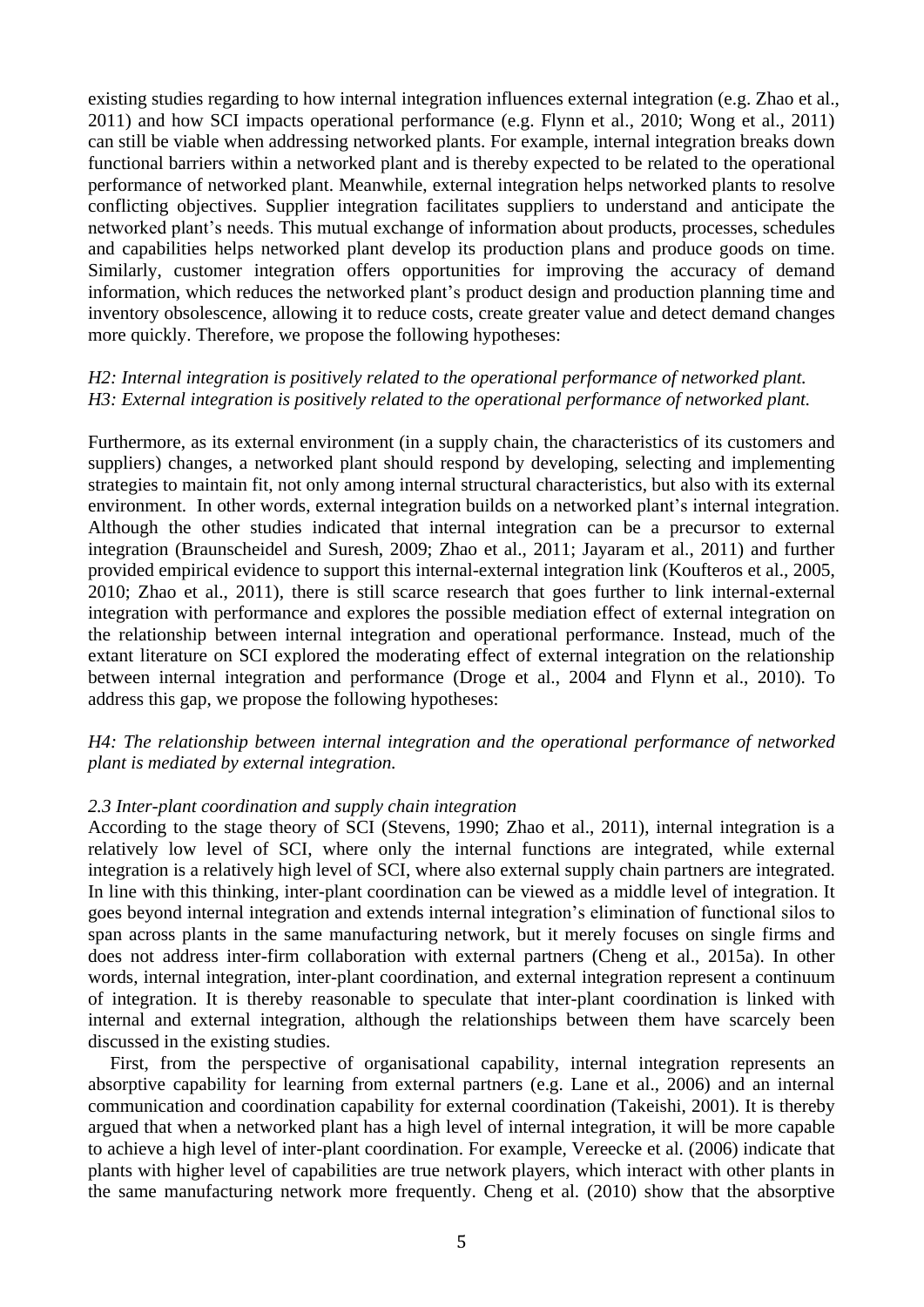existing studies regarding to how internal integration influences external integration (e.g. Zhao et al., 2011) and how SCI impacts operational performance (e.g. Flynn et al., 2010; Wong et al., 2011) can still be viable when addressing networked plants. For example, internal integration breaks down functional barriers within a networked plant and is thereby expected to be related to the operational performance of networked plant. Meanwhile, external integration helps networked plants to resolve conflicting objectives. Supplier integration facilitates suppliers to understand and anticipate the networked plant's needs. This mutual exchange of information about products, processes, schedules and capabilities helps networked plant develop its production plans and produce goods on time. Similarly, customer integration offers opportunities for improving the accuracy of demand information, which reduces the networked plant's product design and production planning time and inventory obsolescence, allowing it to reduce costs, create greater value and detect demand changes more quickly. Therefore, we propose the following hypotheses:

*H2: Internal integration is positively related to the operational performance of networked plant.*
*H3: External integration is positively related to the operational performance of networked plant.*

Furthermore, as its external environment (in a supply chain, the characteristics of its customers and suppliers) changes, a networked plant should respond by developing, selecting and implementing strategies to maintain fit, not only among internal structural characteristics, but also with its external environment. In other words, external integration builds on a networked plant's internal integration. Although the other studies indicated that internal integration can be a precursor to external integration (Braunscheidel and Suresh, 2009; Zhao et al., 2011; Jayaram et al., 2011) and further provided empirical evidence to support this internal-external integration link (Koufteros et al., 2005, 2010; Zhao et al., 2011), there is still scarce research that goes further to link internal-external integration with performance and explores the possible mediation effect of external integration on the relationship between internal integration and operational performance. Instead, much of the extant literature on SCI explored the moderating effect of external integration on the relationship between internal integration and performance (Droge et al., 2004 and Flynn et al., 2010). To address this gap, we propose the following hypotheses:

*H4: The relationship between internal integration and the operational performance of networked plant is mediated by external integration.*

### *2.3 Inter-plant coordination and supply chain integration*

According to the stage theory of SCI (Stevens, 1990; Zhao et al., 2011), internal integration is a relatively low level of SCI, where only the internal functions are integrated, while external integration is a relatively high level of SCI, where also external supply chain partners are integrated. In line with this thinking, inter-plant coordination can be viewed as a middle level of integration. It goes beyond internal integration and extends internal integration's elimination of functional silos to span across plants in the same manufacturing network, but it merely focuses on single firms and does not address inter-firm collaboration with external partners (Cheng et al., 2015a). In other words, internal integration, inter-plant coordination, and external integration represent a continuum of integration. It is thereby reasonable to speculate that inter-plant coordination is linked with internal and external integration, although the relationships between them have scarcely been discussed in the existing studies.

First, from the perspective of organisational capability, internal integration represents an absorptive capability for learning from external partners (e.g. Lane et al., 2006) and an internal communication and coordination capability for external coordination (Takeishi, 2001). It is thereby argued that when a networked plant has a high level of internal integration, it will be more capable to achieve a high level of inter-plant coordination. For example, Vereecke et al. (2006) indicate that plants with higher level of capabilities are true network players, which interact with other plants in the same manufacturing network more frequently. Cheng et al. (2010) show that the absorptive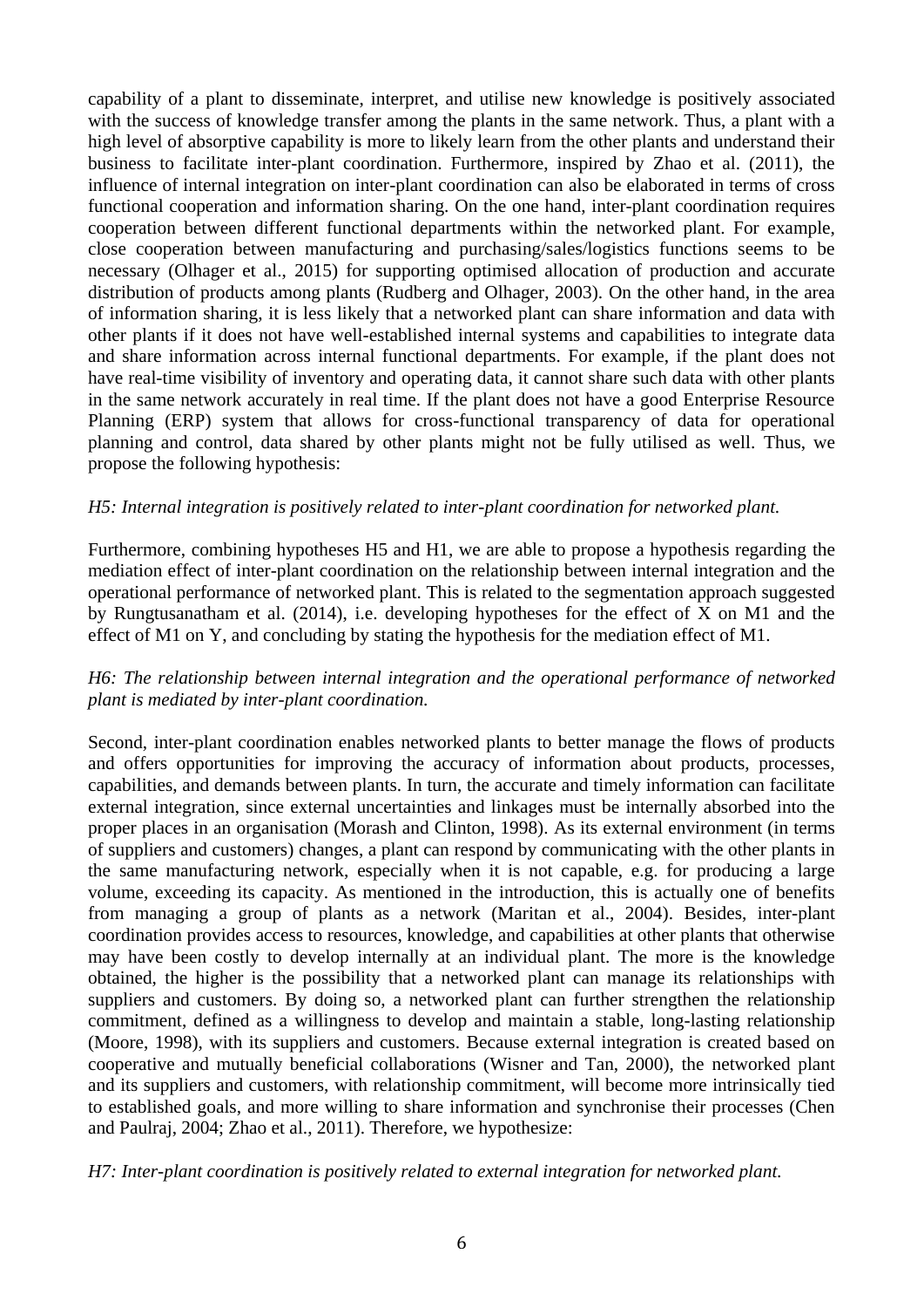capability of a plant to disseminate, interpret, and utilise new knowledge is positively associated with the success of knowledge transfer among the plants in the same network. Thus, a plant with a high level of absorptive capability is more to likely learn from the other plants and understand their business to facilitate inter-plant coordination. Furthermore, inspired by Zhao et al. (2011), the influence of internal integration on inter-plant coordination can also be elaborated in terms of cross functional cooperation and information sharing. On the one hand, inter-plant coordination requires cooperation between different functional departments within the networked plant. For example, close cooperation between manufacturing and purchasing/sales/logistics functions seems to be necessary (Olhager et al., 2015) for supporting optimised allocation of production and accurate distribution of products among plants (Rudberg and Olhager, 2003). On the other hand, in the area of information sharing, it is less likely that a networked plant can share information and data with other plants if it does not have well-established internal systems and capabilities to integrate data and share information across internal functional departments. For example, if the plant does not have real-time visibility of inventory and operating data, it cannot share such data with other plants in the same network accurately in real time. If the plant does not have a good Enterprise Resource Planning (ERP) system that allows for cross-functional transparency of data for operational planning and control, data shared by other plants might not be fully utilised as well. Thus, we propose the following hypothesis:

*H5: Internal integration is positively related to inter-plant coordination for networked plant.*

Furthermore, combining hypotheses H5 and H1, we are able to propose a hypothesis regarding the mediation effect of inter-plant coordination on the relationship between internal integration and the operational performance of networked plant. This is related to the segmentation approach suggested by Rungtusanatham et al. (2014), i.e. developing hypotheses for the effect of X on M1 and the effect of M1 on Y, and concluding by stating the hypothesis for the mediation effect of M1.

*H6: The relationship between internal integration and the operational performance of networked plant is mediated by inter-plant coordination.*

Second, inter-plant coordination enables networked plants to better manage the flows of products and offers opportunities for improving the accuracy of information about products, processes, capabilities, and demands between plants. In turn, the accurate and timely information can facilitate external integration, since external uncertainties and linkages must be internally absorbed into the proper places in an organisation (Morash and Clinton, 1998). As its external environment (in terms of suppliers and customers) changes, a plant can respond by communicating with the other plants in the same manufacturing network, especially when it is not capable, e.g. for producing a large volume, exceeding its capacity. As mentioned in the introduction, this is actually one of benefits from managing a group of plants as a network (Maritan et al., 2004). Besides, inter-plant coordination provides access to resources, knowledge, and capabilities at other plants that otherwise may have been costly to develop internally at an individual plant. The more is the knowledge obtained, the higher is the possibility that a networked plant can manage its relationships with suppliers and customers. By doing so, a networked plant can further strengthen the relationship commitment, defined as a willingness to develop and maintain a stable, long-lasting relationship (Moore, 1998), with its suppliers and customers. Because external integration is created based on cooperative and mutually beneficial collaborations (Wisner and Tan, 2000), the networked plant and its suppliers and customers, with relationship commitment, will become more intrinsically tied to established goals, and more willing to share information and synchronise their processes (Chen and Paulraj, 2004; Zhao et al., 2011). Therefore, we hypothesize:

*H7: Inter-plant coordination is positively related to external integration for networked plant.*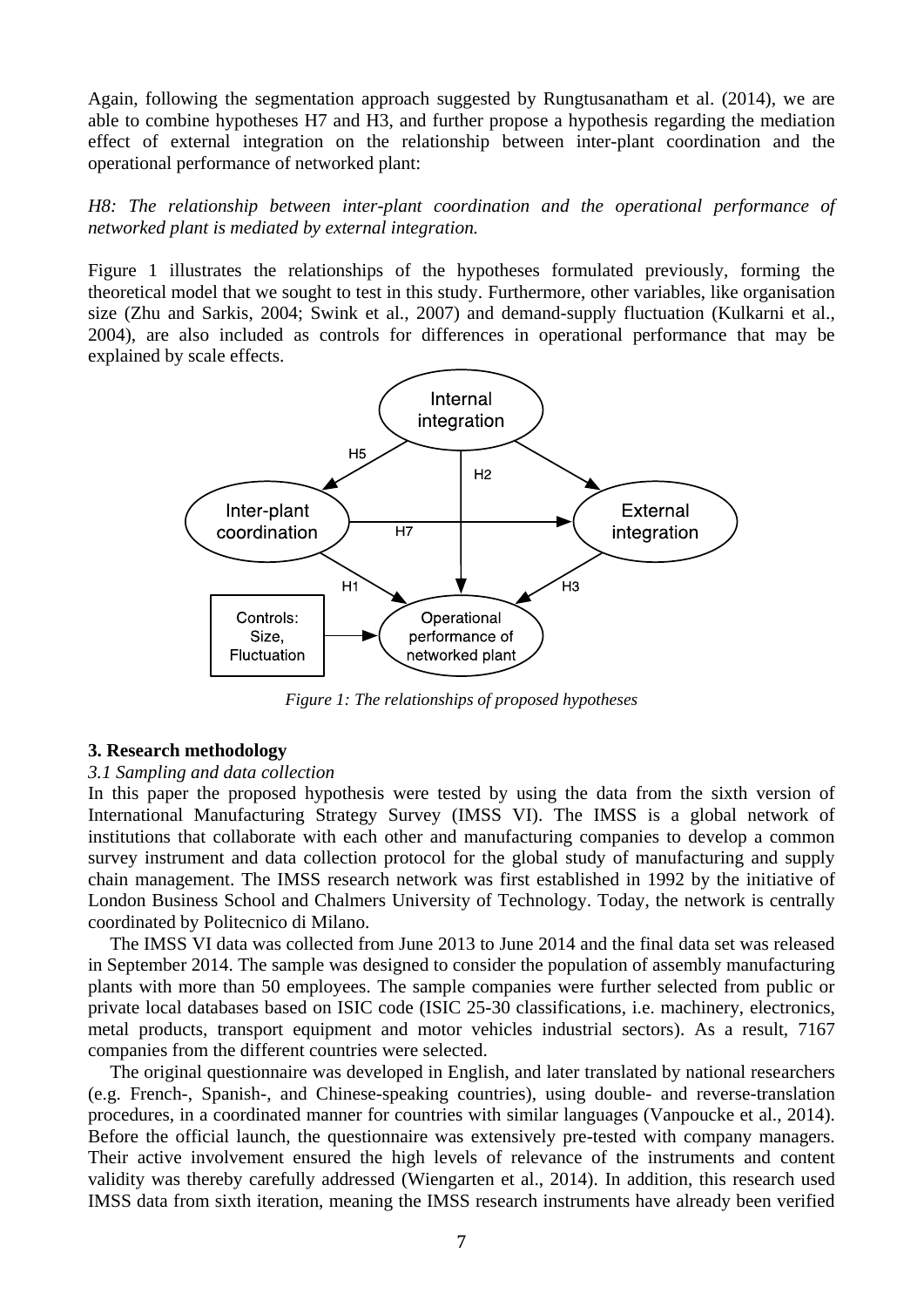Again, following the segmentation approach suggested by Rungtusanatham et al. (2014), we are able to combine hypotheses H7 and H3, and further propose a hypothesis regarding the mediation effect of external integration on the relationship between inter-plant coordination and the operational performance of networked plant:

*H8: The relationship between inter-plant coordination and the operational performance of networked plant is mediated by external integration.*

Figure 1 illustrates the relationships of the hypotheses formulated previously, forming the theoretical model that we sought to test in this study. Furthermore, other variables, like organisation size (Zhu and Sarkis, 2004; Swink et al., 2007) and demand-supply fluctuation (Kulkarni et al., 2004), are also included as controls for differences in operational performance that may be explained by scale effects.

*Figure 1: The relationships of proposed hypotheses*

## 3. Research methodology

### *3.1 Sampling and data collection*

In this paper the proposed hypothesis were tested by using the data from the sixth version of International Manufacturing Strategy Survey (IMSS VI). The IMSS is a global network of institutions that collaborate with each other and manufacturing companies to develop a common survey instrument and data collection protocol for the global study of manufacturing and supply chain management. The IMSS research network was first established in 1992 by the initiative of London Business School and Chalmers University of Technology. Today, the network is centrally coordinated by Politecnico di Milano.

The IMSS VI data was collected from June 2013 to June 2014 and the final data set was released in September 2014. The sample was designed to consider the population of assembly manufacturing plants with more than 50 employees. The sample companies were further selected from public or private local databases based on ISIC code (ISIC 25-30 classifications, i.e. machinery, electronics, metal products, transport equipment and motor vehicles industrial sectors). As a result, 7167 companies from the different countries were selected.

The original questionnaire was developed in English, and later translated by national researchers (e.g. French-, Spanish-, and Chinese-speaking countries), using double- and reverse-translation procedures, in a coordinated manner for countries with similar languages (Vanpoucke et al., 2014). Before the official launch, the questionnaire was extensively pre-tested with company managers. Their active involvement ensured the high levels of relevance of the instruments and content validity was thereby carefully addressed (Wiengarten et al., 2014). In addition, this research used IMSS data from sixth iteration, meaning the IMSS research instruments have already been verified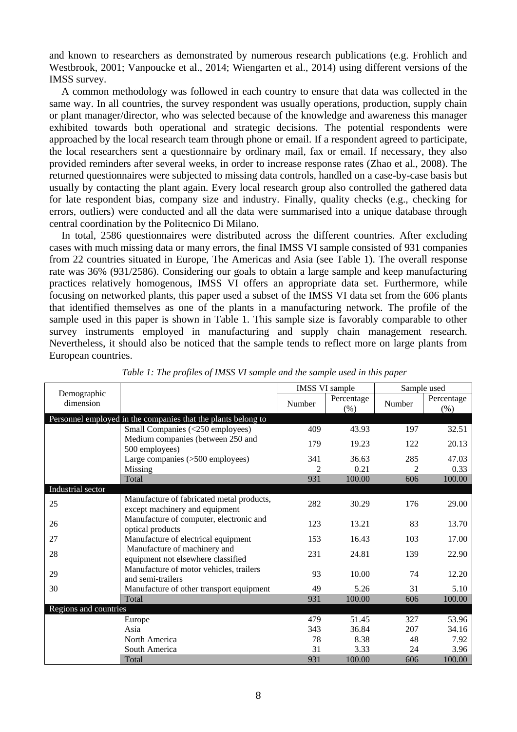and known to researchers as demonstrated by numerous research publications (e.g. Frohlich and Westbrook, 2001; Vanpoucke et al., 2014; Wiengarten et al., 2014) using different versions of the IMSS survey.

A common methodology was followed in each country to ensure that data was collected in the same way. In all countries, the survey respondent was usually operations, production, supply chain or plant manager/director, who was selected because of the knowledge and awareness this manager exhibited towards both operational and strategic decisions. The potential respondents were approached by the local research team through phone or email. If a respondent agreed to participate, the local researchers sent a questionnaire by ordinary mail, fax or email. If necessary, they also provided reminders after several weeks, in order to increase response rates (Zhao et al., 2008). The returned questionnaires were subjected to missing data controls, handled on a case-by-case basis but usually by contacting the plant again. Every local research group also controlled the gathered data for late respondent bias, company size and industry. Finally, quality checks (e.g., checking for errors, outliers) were conducted and all the data were summarised into a unique database through central coordination by the Politecnico Di Milano.

In total, 2586 questionnaires were distributed across the different countries. After excluding cases with much missing data or many errors, the final IMSS VI sample consisted of 931 companies from 22 countries situated in Europe, The Americas and Asia (see Table 1). The overall response rate was 36% (931/2586). Considering our goals to obtain a large sample and keep manufacturing practices relatively homogenous, IMSS VI offers an appropriate data set. Furthermore, while focusing on networked plants, this paper used a subset of the IMSS VI data set from the 606 plants that identified themselves as one of the plants in a manufacturing network. The profile of the sample used in this paper is shown in Table 1. This sample size is favorably comparable to other survey instruments employed in manufacturing and supply chain management research. Nevertheless, it should also be noticed that the sample tends to reflect more on large plants from European countries.

*Table 1: The profiles of IMSS VI sample and the sample used in this paper*

| Demographic dimension | | IMSS VI sample | | Sample used | |
|---|---|---|---|---|---|
| | | Number | Percentage (%) | Number | Percentage (%) |
| **Personnel employed in the companies that the plants belong to** | | | | | |
| | Small Companies (<250 employees) | 409 | 43.93 | 197 | 32.51 |
| | Medium companies (between 250 and 500 employees) | 179 | 19.23 | 122 | 20.13 |
| | Large companies (>500 employees) | 341 | 36.63 | 285 | 47.03 |
| | Missing | 2 | 0.21 | 2 | 0.33 |
| | Total | 931 | 100.00 | 606 | 100.00 |
| **Industrial sector** | | | | | |
| 25 | Manufacture of fabricated metal products, except machinery and equipment | 282 | 30.29 | 176 | 29.00 |
| 26 | Manufacture of computer, electronic and optical products | 123 | 13.21 | 83 | 13.70 |
| 27 | Manufacture of electrical equipment | 153 | 16.43 | 103 | 17.00 |
| 28 | Manufacture of machinery and equipment not elsewhere classified | 231 | 24.81 | 139 | 22.90 |
| 29 | Manufacture of motor vehicles, trailers and semi-trailers | 93 | 10.00 | 74 | 12.20 |
| 30 | Manufacture of other transport equipment | 49 | 5.26 | 31 | 5.10 |
| | Total | 931 | 100.00 | 606 | 100.00 |
| **Regions and countries** | | | | | |
| | Europe | 479 | 51.45 | 327 | 53.96 |
| | Asia | 343 | 36.84 | 207 | 34.16 |
| | North America | 78 | 8.38 | 48 | 7.92 |
| | South America | 31 | 3.33 | 24 | 3.96 |
| | Total | 931 | 100.00 | 606 | 100.00 |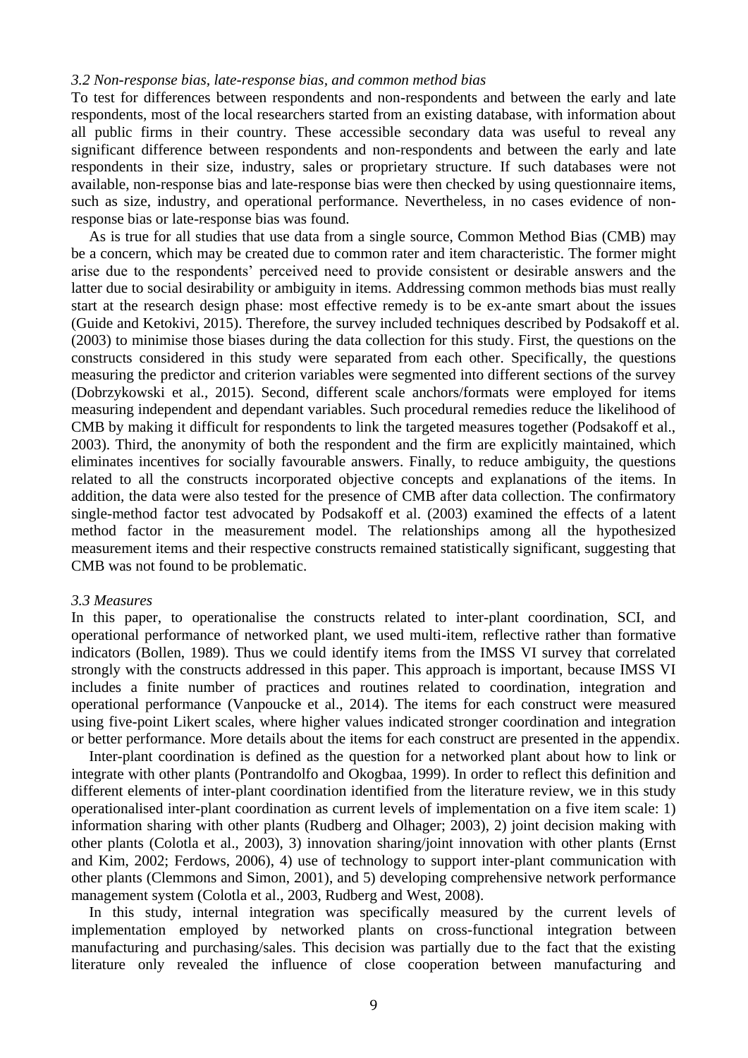*3.2 Non-response bias, late-response bias, and common method bias*

To test for differences between respondents and non-respondents and between the early and late respondents, most of the local researchers started from an existing database, with information about all public firms in their country. These accessible secondary data was useful to reveal any significant difference between respondents and non-respondents and between the early and late respondents in their size, industry, sales or proprietary structure. If such databases were not available, non-response bias and late-response bias were then checked by using questionnaire items, such as size, industry, and operational performance. Nevertheless, in no cases evidence of non-response bias or late-response bias was found.

As is true for all studies that use data from a single source, Common Method Bias (CMB) may be a concern, which may be created due to common rater and item characteristic. The former might arise due to the respondents' perceived need to provide consistent or desirable answers and the latter due to social desirability or ambiguity in items. Addressing common methods bias must really start at the research design phase: most effective remedy is to be ex-ante smart about the issues (Guide and Ketokivi, 2015). Therefore, the survey included techniques described by Podsakoff et al. (2003) to minimise those biases during the data collection for this study. First, the questions on the constructs considered in this study were separated from each other. Specifically, the questions measuring the predictor and criterion variables were segmented into different sections of the survey (Dobrzykowski et al., 2015). Second, different scale anchors/formats were employed for items measuring independent and dependant variables. Such procedural remedies reduce the likelihood of CMB by making it difficult for respondents to link the targeted measures together (Podsakoff et al., 2003). Third, the anonymity of both the respondent and the firm are explicitly maintained, which eliminates incentives for socially favourable answers. Finally, to reduce ambiguity, the questions related to all the constructs incorporated objective concepts and explanations of the items. In addition, the data were also tested for the presence of CMB after data collection. The confirmatory single-method factor test advocated by Podsakoff et al. (2003) examined the effects of a latent method factor in the measurement model. The relationships among all the hypothesized measurement items and their respective constructs remained statistically significant, suggesting that CMB was not found to be problematic.

*3.3 Measures*

In this paper, to operationalise the constructs related to inter-plant coordination, SCI, and operational performance of networked plant, we used multi-item, reflective rather than formative indicators (Bollen, 1989). Thus we could identify items from the IMSS VI survey that correlated strongly with the constructs addressed in this paper. This approach is important, because IMSS VI includes a finite number of practices and routines related to coordination, integration and operational performance (Vanpoucke et al., 2014). The items for each construct were measured using five-point Likert scales, where higher values indicated stronger coordination and integration or better performance. More details about the items for each construct are presented in the appendix.

Inter-plant coordination is defined as the question for a networked plant about how to link or integrate with other plants (Pontrandolfo and Okogbaa, 1999). In order to reflect this definition and different elements of inter-plant coordination identified from the literature review, we in this study operationalised inter-plant coordination as current levels of implementation on a five item scale: 1) information sharing with other plants (Rudberg and Olhager; 2003), 2) joint decision making with other plants (Colotla et al., 2003), 3) innovation sharing/joint innovation with other plants (Ernst and Kim, 2002; Ferdows, 2006), 4) use of technology to support inter-plant communication with other plants (Clemmons and Simon, 2001), and 5) developing comprehensive network performance management system (Colotla et al., 2003, Rudberg and West, 2008).

In this study, internal integration was specifically measured by the current levels of implementation employed by networked plants on cross-functional integration between manufacturing and purchasing/sales. This decision was partially due to the fact that the existing literature only revealed the influence of close cooperation between manufacturing and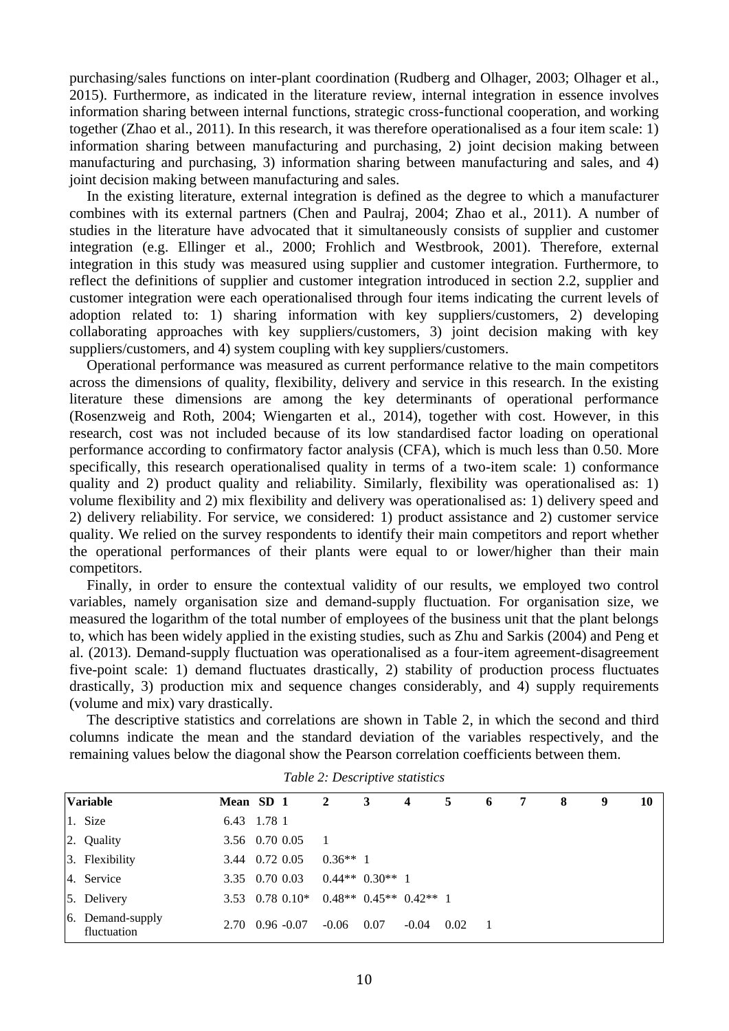purchasing/sales functions on inter-plant coordination (Rudberg and Olhager, 2003; Olhager et al., 2015). Furthermore, as indicated in the literature review, internal integration in essence involves information sharing between internal functions, strategic cross-functional cooperation, and working together (Zhao et al., 2011). In this research, it was therefore operationalised as a four item scale: 1) information sharing between manufacturing and purchasing, 2) joint decision making between manufacturing and purchasing, 3) information sharing between manufacturing and sales, and 4) joint decision making between manufacturing and sales.

In the existing literature, external integration is defined as the degree to which a manufacturer combines with its external partners (Chen and Paulraj, 2004; Zhao et al., 2011). A number of studies in the literature have advocated that it simultaneously consists of supplier and customer integration (e.g. Ellinger et al., 2000; Frohlich and Westbrook, 2001). Therefore, external integration in this study was measured using supplier and customer integration. Furthermore, to reflect the definitions of supplier and customer integration introduced in section 2.2, supplier and customer integration were each operationalised through four items indicating the current levels of adoption related to: 1) sharing information with key suppliers/customers, 2) developing collaborating approaches with key suppliers/customers, 3) joint decision making with key suppliers/customers, and 4) system coupling with key suppliers/customers.

Operational performance was measured as current performance relative to the main competitors across the dimensions of quality, flexibility, delivery and service in this research. In the existing literature these dimensions are among the key determinants of operational performance (Rosenzweig and Roth, 2004; Wiengarten et al., 2014), together with cost. However, in this research, cost was not included because of its low standardised factor loading on operational performance according to confirmatory factor analysis (CFA), which is much less than 0.50. More specifically, this research operationalised quality in terms of a two-item scale: 1) conformance quality and 2) product quality and reliability. Similarly, flexibility was operationalised as: 1) volume flexibility and 2) mix flexibility and delivery was operationalised as: 1) delivery speed and 2) delivery reliability. For service, we considered: 1) product assistance and 2) customer service quality. We relied on the survey respondents to identify their main competitors and report whether the operational performances of their plants were equal to or lower/higher than their main competitors.

Finally, in order to ensure the contextual validity of our results, we employed two control variables, namely organisation size and demand-supply fluctuation. For organisation size, we measured the logarithm of the total number of employees of the business unit that the plant belongs to, which has been widely applied in the existing studies, such as Zhu and Sarkis (2004) and Peng et al. (2013). Demand-supply fluctuation was operationalised as a four-item agreement-disagreement five-point scale: 1) demand fluctuates drastically, 2) stability of production process fluctuates drastically, 3) production mix and sequence changes considerably, and 4) supply requirements (volume and mix) vary drastically.

The descriptive statistics and correlations are shown in Table 2, in which the second and third columns indicate the mean and the standard deviation of the variables respectively, and the remaining values below the diagonal show the Pearson correlation coefficients between them.

*Table 2: Descriptive statistics*

| Variable | Mean | SD | 1 | 2 | 3 | 4 | 5 | 6 | 7 | 8 | 9 | 10 |
|---|---|---|---|---|---|---|---|---|---|---|---|---|
| 1. Size | 6.43 | 1.78 | 1 | | | | | | | | | |
| 2. Quality | 3.56 | 0.70 | 0.05 | 1 | | | | | | | | |
| 3. Flexibility | 3.44 | 0.72 | 0.05 | 0.36** | 1 | | | | | | | |
| 4. Service | 3.35 | 0.70 | 0.03 | 0.44** | 0.30** | 1 | | | | | | |
| 5. Delivery | 3.53 | 0.78 | 0.10* | 0.48** | 0.45** | 0.42** | 1 | | | | | |
| 6. Demand-supply fluctuation | 2.70 | 0.96 | -0.07 | -0.06 | 0.07 | -0.04 | 0.02 | 1 | | | | |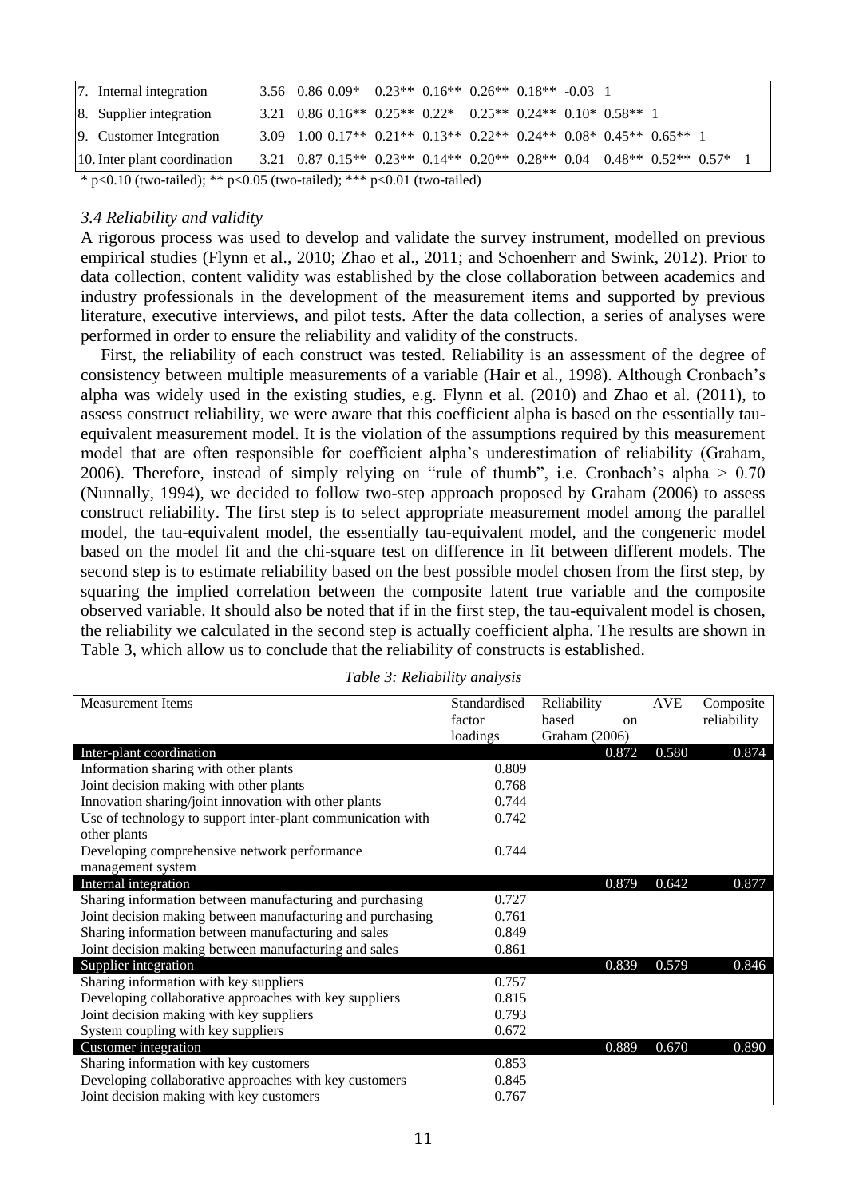| | | | | | | | | | | | | | | |
|---|---|---|---|---|---|---|---|---|---|---|---|---|---|---|
| 7. Internal integration | 3.56 | 0.86 | 0.09* | 0.23** | 0.16** | 0.26** | 0.18** | -0.03 | 1 | | | | | |
| 8. Supplier integration | 3.21 | 0.86 | 0.16** | 0.25** | 0.22* | 0.25** | 0.24** | 0.10* | 0.58** | 1 | | | | |
| 9. Customer Integration | 3.09 | 1.00 | 0.17** | 0.21** | 0.13** | 0.22** | 0.24** | 0.08* | 0.45** | 0.65** | 1 | | | |
| 10. Inter plant coordination | 3.21 | 0.87 | 0.15** | 0.23** | 0.14** | 0.20** | 0.28** | 0.04 | 0.48** | 0.52** | 0.57* | 1 | | |

* $p<0.10$ (two-tailed); ** $p<0.05$ (two-tailed); *** $p<0.01$ (two-tailed)

### *3.4 Reliability and validity*

A rigorous process was used to develop and validate the survey instrument, modelled on previous empirical studies (Flynn et al., 2010; Zhao et al., 2011; and Schoenherr and Swink, 2012). Prior to data collection, content validity was established by the close collaboration between academics and industry professionals in the development of the measurement items and supported by previous literature, executive interviews, and pilot tests. After the data collection, a series of analyses were performed in order to ensure the reliability and validity of the constructs.

First, the reliability of each construct was tested. Reliability is an assessment of the degree of consistency between multiple measurements of a variable (Hair et al., 1998). Although Cronbach's alpha was widely used in the existing studies, e.g. Flynn et al. (2010) and Zhao et al. (2011), to assess construct reliability, we were aware that this coefficient alpha is based on the essentially tau-equivalent measurement model. It is the violation of the assumptions required by this measurement model that are often responsible for coefficient alpha's underestimation of reliability (Graham, 2006). Therefore, instead of simply relying on "rule of thumb", i.e. Cronbach's alpha $> 0.70$ (Nunnally, 1994), we decided to follow two-step approach proposed by Graham (2006) to assess construct reliability. The first step is to select appropriate measurement model among the parallel model, the tau-equivalent model, the essentially tau-equivalent model, and the congeneric model based on the model fit and the chi-square test on difference in fit between different models. The second step is to estimate reliability based on the best possible model chosen from the first step, by squaring the implied correlation between the composite latent true variable and the composite observed variable. It should also be noted that if in the first step, the tau-equivalent model is chosen, the reliability we calculated in the second step is actually coefficient alpha. The results are shown in Table 3, which allow us to conclude that the reliability of constructs is established.

*Table 3: Reliability analysis*

| Measurement Items | Standardised factor loadings | Reliability based on Graham (2006) | AVE | Composite reliability |
|---|---|---|---|---|
| Inter-plant coordination | | 0.872 | 0.580 | 0.874 |
| Information sharing with other plants | 0.809 | | | |
| Joint decision making with other plants | 0.768 | | | |
| Innovation sharing/joint innovation with other plants | 0.744 | | | |
| Use of technology to support inter-plant communication with other plants | 0.742 | | | |
| Developing comprehensive network performance management system | 0.744 | | | |
| Internal integration | | 0.879 | 0.642 | 0.877 |
| Sharing information between manufacturing and purchasing | 0.727 | | | |
| Joint decision making between manufacturing and purchasing | 0.761 | | | |
| Sharing information between manufacturing and sales | 0.849 | | | |
| Joint decision making between manufacturing and sales | 0.861 | | | |
| Supplier integration | | 0.839 | 0.579 | 0.846 |
| Sharing information with key suppliers | 0.757 | | | |
| Developing collaborative approaches with key suppliers | 0.815 | | | |
| Joint decision making with key suppliers | 0.793 | | | |
| System coupling with key suppliers | 0.672 | | | |
| Customer integration | | 0.889 | 0.670 | 0.890 |
| Sharing information with key customers | 0.853 | | | |
| Developing collaborative approaches with key customers | 0.845 | | | |
| Joint decision making with key customers | 0.767 | | | |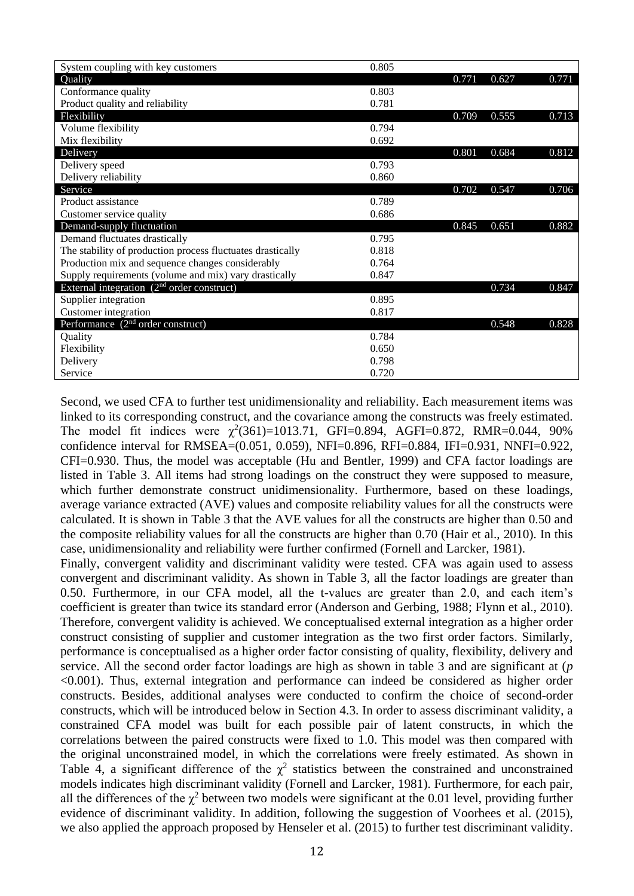| | | | | |
|---|---|---|---|---|
| System coupling with key customers | 0.805 | | | |
| **Quality** | | 0.771 | 0.627 | 0.771 |
| Conformance quality | 0.803 | | | |
| Product quality and reliability | 0.781 | | | |
| **Flexibility** | | 0.709 | 0.555 | 0.713 |
| Volume flexibility | 0.794 | | | |
| Mix flexibility | 0.692 | | | |
| **Delivery** | | 0.801 | 0.684 | 0.812 |
| Delivery speed | 0.793 | | | |
| Delivery reliability | 0.860 | | | |
| **Service** | | 0.702 | 0.547 | 0.706 |
| Product assistance | 0.789 | | | |
| Customer service quality | 0.686 | | | |
| **Demand-supply fluctuation** | | 0.845 | 0.651 | 0.882 |
| Demand fluctuates drastically | 0.795 | | | |
| The stability of production process fluctuates drastically | 0.818 | | | |
| Production mix and sequence changes considerably | 0.764 | | | |
| Supply requirements (volume and mix) vary drastically | 0.847 | | | |
| **External integration (2nd order construct)** | | | 0.734 | 0.847 |
| Supplier integration | 0.895 | | | |
| Customer integration | 0.817 | | | |
| **Performance (2nd order construct)** | | | 0.548 | 0.828 |
| Quality | 0.784 | | | |
| Flexibility | 0.650 | | | |
| Delivery | 0.798 | | | |
| Service | 0.720 | | | |

Second, we used CFA to further test unidimensionality and reliability. Each measurement items was linked to its corresponding construct, and the covariance among the constructs was freely estimated. The model fit indices were $\chi^2(361)=1013.71$, GFI=0.894, AGFI=0.872, RMR=0.044, 90% confidence interval for RMSEA=(0.051, 0.059), NFI=0.896, RFI=0.884, IFI=0.931, NNFI=0.922, CFI=0.930. Thus, the model was acceptable (Hu and Bentler, 1999) and CFA factor loadings are listed in Table 3. All items had strong loadings on the construct they were supposed to measure, which further demonstrate construct unidimensionality. Furthermore, based on these loadings, average variance extracted (AVE) values and composite reliability values for all the constructs were calculated. It is shown in Table 3 that the AVE values for all the constructs are higher than 0.50 and the composite reliability values for all the constructs are higher than 0.70 (Hair et al., 2010). In this case, unidimensionality and reliability were further confirmed (Fornell and Larcker, 1981).

Finally, convergent validity and discriminant validity were tested. CFA was again used to assess convergent and discriminant validity. As shown in Table 3, all the factor loadings are greater than 0.50. Furthermore, in our CFA model, all the t-values are greater than 2.0, and each item's coefficient is greater than twice its standard error (Anderson and Gerbing, 1988; Flynn et al., 2010). Therefore, convergent validity is achieved. We conceptualised external integration as a higher order construct consisting of supplier and customer integration as the two first order factors. Similarly, performance is conceptualised as a higher order factor consisting of quality, flexibility, delivery and service. All the second order factor loadings are high as shown in table 3 and are significant at ($p < 0.001$). Thus, external integration and performance can indeed be considered as higher order constructs. Besides, additional analyses were conducted to confirm the choice of second-order constructs, which will be introduced below in Section 4.3. In order to assess discriminant validity, a constrained CFA model was built for each possible pair of latent constructs, in which the correlations between the paired constructs were fixed to 1.0. This model was then compared with the original unconstrained model, in which the correlations were freely estimated. As shown in Table 4, a significant difference of the $\chi^2$ statistics between the constrained and unconstrained models indicates high discriminant validity (Fornell and Larcker, 1981). Furthermore, for each pair, all the differences of the $\chi^2$ between two models were significant at the 0.01 level, providing further evidence of discriminant validity. In addition, following the suggestion of Voorhees et al. (2015), we also applied the approach proposed by Henseler et al. (2015) to further test discriminant validity.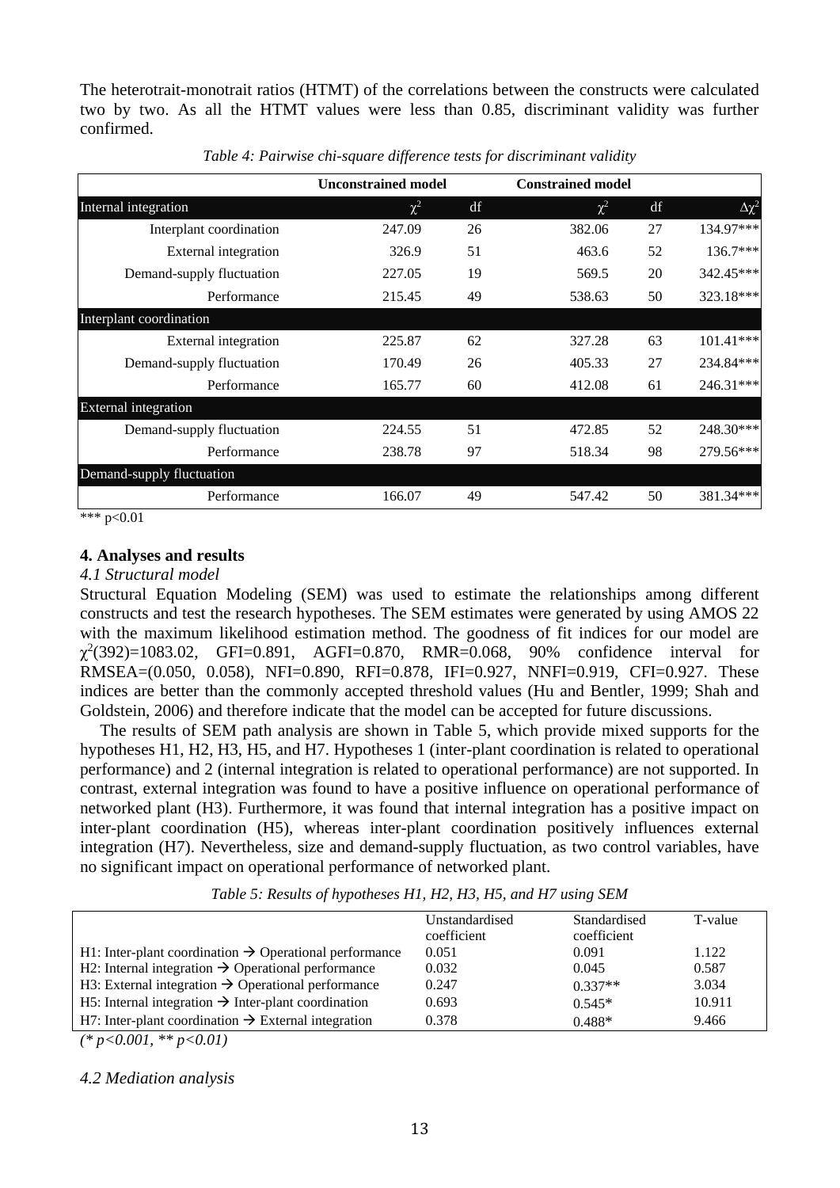The heterotrait-monotrait ratios (HTMT) of the correlations between the constructs were calculated two by two. As all the HTMT values were less than 0.85, discriminant validity was further confirmed.

*Table 4: Pairwise chi-square difference tests for discriminant validity*

| | Unconstrained model | | Constrained model | | |
|---|---|---|---|---|---|
| **Internal integration** | $\chi^2$ | df | $\chi^2$ | df | $\Delta\chi^2$ |
| Interplant coordination | 247.09 | 26 | 382.06 | 27 | 134.97*** |
| External integration | 326.9 | 51 | 463.6 | 52 | 136.7*** |
| Demand-supply fluctuation | 227.05 | 19 | 569.5 | 20 | 342.45*** |
| Performance | 215.45 | 49 | 538.63 | 50 | 323.18*** |
| **Interplant coordination** | | | | | |
| External integration | 225.87 | 62 | 327.28 | 63 | 101.41*** |
| Demand-supply fluctuation | 170.49 | 26 | 405.33 | 27 | 234.84*** |
| Performance | 165.77 | 60 | 412.08 | 61 | 246.31*** |
| **External integration** | | | | | |
| Demand-supply fluctuation | 224.55 | 51 | 472.85 | 52 | 248.30*** |
| Performance | 238.78 | 97 | 518.34 | 98 | 279.56*** |
| **Demand-supply fluctuation** | | | | | |
| Performance | 166.07 | 49 | 547.42 | 50 | 381.34*** |

*** $p<0.01$

## 4. Analyses and results

### *4.1 Structural model*

Structural Equation Modeling (SEM) was used to estimate the relationships among different constructs and test the research hypotheses. The SEM estimates were generated by using AMOS 22 with the maximum likelihood estimation method. The goodness of fit indices for our model are $\chi^2(392)=1083.02$, GFI=0.891, AGFI=0.870, RMR=0.068, 90% confidence interval for RMSEA=(0.050, 0.058), NFI=0.890, RFI=0.878, IFI=0.927, NNFI=0.919, CFI=0.927. These indices are better than the commonly accepted threshold values (Hu and Bentler, 1999; Shah and Goldstein, 2006) and therefore indicate that the model can be accepted for future discussions.

The results of SEM path analysis are shown in Table 5, which provide mixed supports for the hypotheses H1, H2, H3, H5, and H7. Hypotheses 1 (inter-plant coordination is related to operational performance) and 2 (internal integration is related to operational performance) are not supported. In contrast, external integration was found to have a positive influence on operational performance of networked plant (H3). Furthermore, it was found that internal integration has a positive impact on inter-plant coordination (H5), whereas inter-plant coordination positively influences external integration (H7). Nevertheless, size and demand-supply fluctuation, as two control variables, have no significant impact on operational performance of networked plant.

*Table 5: Results of hypotheses H1, H2, H3, H5, and H7 using SEM*

| | Unstandardised coefficient | Standardised coefficient | T-value |
|---|---|---|---|
| H1: Inter-plant coordination → Operational performance | 0.051 | 0.091 | 1.122 |
| H2: Internal integration → Operational performance | 0.032 | 0.045 | 0.587 |
| H3: External integration → Operational performance | 0.247 | 0.337** | 3.034 |
| H5: Internal integration → Inter-plant coordination | 0.693 | 0.545* | 10.911 |
| H7: Inter-plant coordination → External integration | 0.378 | 0.488* | 9.466 |

*(\* $p<0.001$, \*\* $p<0.01$)*

### *4.2 Mediation analysis*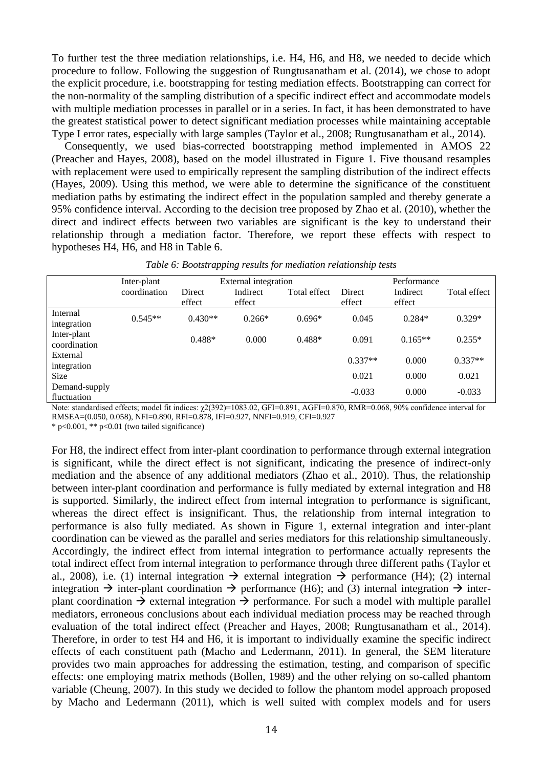To further test the three mediation relationships, i.e. H4, H6, and H8, we needed to decide which procedure to follow. Following the suggestion of Rungtusanatham et al. (2014), we chose to adopt the explicit procedure, i.e. bootstrapping for testing mediation effects. Bootstrapping can correct for the non-normality of the sampling distribution of a specific indirect effect and accommodate models with multiple mediation processes in parallel or in a series. In fact, it has been demonstrated to have the greatest statistical power to detect significant mediation processes while maintaining acceptable Type I error rates, especially with large samples (Taylor et al., 2008; Rungtusanatham et al., 2014).

Consequently, we used bias-corrected bootstrapping method implemented in AMOS 22 (Preacher and Hayes, 2008), based on the model illustrated in Figure 1. Five thousand resamples with replacement were used to empirically represent the sampling distribution of the indirect effects (Hayes, 2009). Using this method, we were able to determine the significance of the constituent mediation paths by estimating the indirect effect in the population sampled and thereby generate a 95% confidence interval. According to the decision tree proposed by Zhao et al. (2010), whether the direct and indirect effects between two variables are significant is the key to understand their relationship through a mediation factor. Therefore, we report these effects with respect to hypotheses H4, H6, and H8 in Table 6.

*Table 6: Bootstrapping results for mediation relationship tests*

| | Inter-plant coordination | External integration | | | Performance | | |
|---|---|---|---|---|---|---|---|
| | | Direct effect | Indirect effect | Total effect | Direct effect | Indirect effect | Total effect |
| Internal integration | 0.545** | 0.430** | 0.266* | 0.696* | 0.045 | 0.284* | 0.329* |
| Inter-plant coordination | | 0.488* | 0.000 | 0.488* | 0.091 | 0.165** | 0.255* |
| External integration | | | | | 0.337** | 0.000 | 0.337** |
| Size | | | | | 0.021 | 0.000 | 0.021 |
| Demand-supply fluctuation | | | | | -0.033 | 0.000 | -0.033 |

Note: standardised effects; model fit indices: $\chi2(392)$=1083.02, GFI=0.891, AGFI=0.870, RMR=0.068, 90% confidence interval for RMSEA=(0.050, 0.058), NFI=0.890, RFI=0.878, IFI=0.927, NNFI=0.919, CFI=0.927

\* $p<0.001$, ** $p<0.01$ (two tailed significance)

For H8, the indirect effect from inter-plant coordination to performance through external integration is significant, while the direct effect is not significant, indicating the presence of indirect-only mediation and the absence of any additional mediators (Zhao et al., 2010). Thus, the relationship between inter-plant coordination and performance is fully mediated by external integration and H8 is supported. Similarly, the indirect effect from internal integration to performance is significant, whereas the direct effect is insignificant. Thus, the relationship from internal integration to performance is also fully mediated. As shown in Figure 1, external integration and inter-plant coordination can be viewed as the parallel and series mediators for this relationship simultaneously. Accordingly, the indirect effect from internal integration to performance actually represents the total indirect effect from internal integration to performance through three different paths (Taylor et al., 2008), i.e. (1) internal integration → external integration → performance (H4); (2) internal integration → inter-plant coordination → performance (H6); and (3) internal integration → inter-plant coordination → external integration → performance. For such a model with multiple parallel mediators, erroneous conclusions about each individual mediation process may be reached through evaluation of the total indirect effect (Preacher and Hayes, 2008; Rungtusanatham et al., 2014). Therefore, in order to test H4 and H6, it is important to individually examine the specific indirect effects of each constituent path (Macho and Ledermann, 2011). In general, the SEM literature provides two main approaches for addressing the estimation, testing, and comparison of specific effects: one employing matrix methods (Bollen, 1989) and the other relying on so-called phantom variable (Cheung, 2007). In this study we decided to follow the phantom model approach proposed by Macho and Ledermann (2011), which is well suited with complex models and for users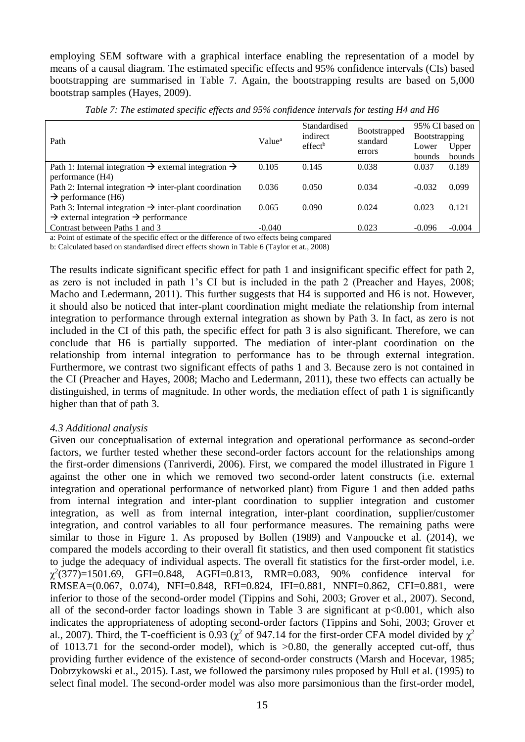employing SEM software with a graphical interface enabling the representation of a model by means of a causal diagram. The estimated specific effects and 95% confidence intervals (CIs) based bootstrapping are summarised in Table 7. Again, the bootstrapping results are based on 5,000 bootstrap samples (Hayes, 2009).

*Table 7: The estimated specific effects and 95% confidence intervals for testing H4 and H6*

| Path | Value[a] | Standardised indirect effect[b] | Bootstrapped standard errors | 95% CI based on Bootstrapping | |
|---|---|---|---|---|---|
| | | | | Lower bounds | Upper bounds |
| Path 1: Internal integration → external integration → performance (H4) | 0.105 | 0.145 | 0.038 | 0.037 | 0.189 |
| Path 2: Internal integration → inter-plant coordination → performance (H6) | 0.036 | 0.050 | 0.034 | -0.032 | 0.099 |
| Path 3: Internal integration → inter-plant coordination → external integration → performance | 0.065 | 0.090 | 0.024 | 0.023 | 0.121 |
| Contrast between Paths 1 and 3 | -0.040 | | 0.023 | -0.096 | -0.004 |

a: Point of estimate of the specific effect or the difference of two effects being compared

b: Calculated based on standardised direct effects shown in Table 6 (Taylor et at., 2008)

The results indicate significant specific effect for path 1 and insignificant specific effect for path 2, as zero is not included in path 1's CI but is included in the path 2 (Preacher and Hayes, 2008; Macho and Ledermann, 2011). This further suggests that H4 is supported and H6 is not. However, it should also be noticed that inter-plant coordination might mediate the relationship from internal integration to performance through external integration as shown by Path 3. In fact, as zero is not included in the CI of this path, the specific effect for path 3 is also significant. Therefore, we can conclude that H6 is partially supported. The mediation of inter-plant coordination on the relationship from internal integration to performance has to be through external integration. Furthermore, we contrast two significant effects of paths 1 and 3. Because zero is not contained in the CI (Preacher and Hayes, 2008; Macho and Ledermann, 2011), these two effects can actually be distinguished, in terms of magnitude. In other words, the mediation effect of path 1 is significantly higher than that of path 3.

### *4.3 Additional analysis*

Given our conceptualisation of external integration and operational performance as second-order factors, we further tested whether these second-order factors account for the relationships among the first-order dimensions (Tanriverdi, 2006). First, we compared the model illustrated in Figure 1 against the other one in which we removed two second-order latent constructs (i.e. external integration and operational performance of networked plant) from Figure 1 and then added paths from internal integration and inter-plant coordination to supplier integration and customer integration, as well as from internal integration, inter-plant coordination, supplier/customer integration, and control variables to all four performance measures. The remaining paths were similar to those in Figure 1. As proposed by Bollen (1989) and Vanpoucke et al. (2014), we compared the models according to their overall fit statistics, and then used component fit statistics to judge the adequacy of individual aspects. The overall fit statistics for the first-order model, i.e. $\chi^2(377)$=1501.69, GFI=0.848, AGFI=0.813, RMR=0.083, 90% confidence interval for RMSEA=(0.067, 0.074), NFI=0.848, RFI=0.824, IFI=0.881, NNFI=0.862, CFI=0.881, were inferior to those of the second-order model (Tippins and Sohi, 2003; Grover et al., 2007). Second, all of the second-order factor loadings shown in Table 3 are significant at $p<0.001$, which also indicates the appropriateness of adopting second-order factors (Tippins and Sohi, 2003; Grover et al., 2007). Third, the T-coefficient is 0.93 ($\chi^2$ of 947.14 for the first-order CFA model divided by $\chi^2$ of 1013.71 for the second-order model), which is >0.80, the generally accepted cut-off, thus providing further evidence of the existence of second-order constructs (Marsh and Hocevar, 1985; Dobrzykowski et al., 2015). Last, we followed the parsimony rules proposed by Hull et al. (1995) to select final model. The second-order model was also more parsimonious than the first-order model,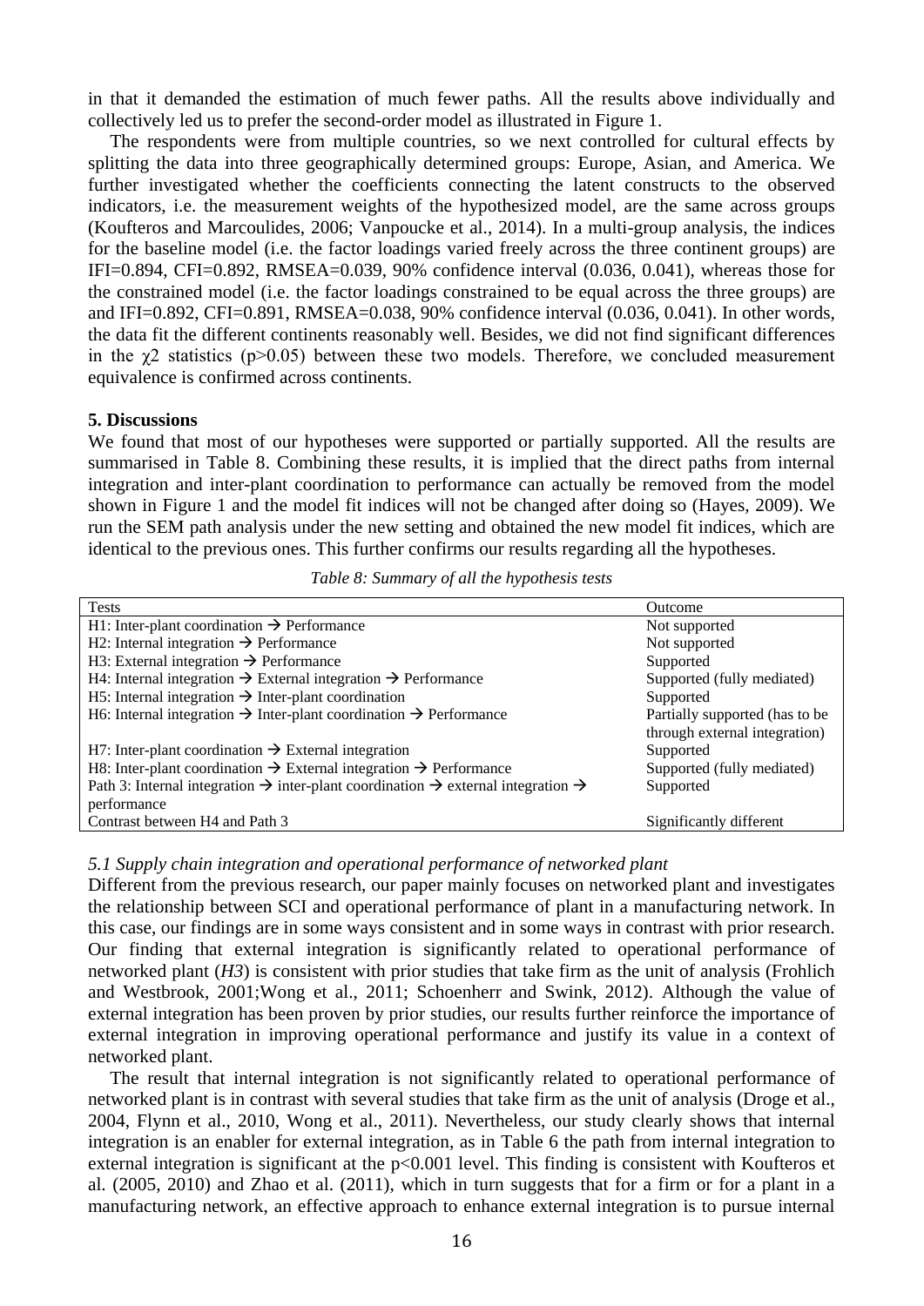in that it demanded the estimation of much fewer paths. All the results above individually and collectively led us to prefer the second-order model as illustrated in Figure 1.

The respondents were from multiple countries, so we next controlled for cultural effects by splitting the data into three geographically determined groups: Europe, Asian, and America. We further investigated whether the coefficients connecting the latent constructs to the observed indicators, i.e. the measurement weights of the hypothesized model, are the same across groups (Koufteros and Marcoulides, 2006; Vanpoucke et al., 2014). In a multi-group analysis, the indices for the baseline model (i.e. the factor loadings varied freely across the three continent groups) are IFI=0.894, CFI=0.892, RMSEA=0.039, 90% confidence interval (0.036, 0.041), whereas those for the constrained model (i.e. the factor loadings constrained to be equal across the three groups) are and IFI=0.892, CFI=0.891, RMSEA=0.038, 90% confidence interval (0.036, 0.041). In other words, the data fit the different continents reasonably well. Besides, we did not find significant differences in the $\chi2$ statistics ($p>0.05$) between these two models. Therefore, we concluded measurement equivalence is confirmed across continents.

## 5. Discussions

We found that most of our hypotheses were supported or partially supported. All the results are summarised in Table 8. Combining these results, it is implied that the direct paths from internal integration and inter-plant coordination to performance can actually be removed from the model shown in Figure 1 and the model fit indices will not be changed after doing so (Hayes, 2009). We run the SEM path analysis under the new setting and obtained the new model fit indices, which are identical to the previous ones. This further confirms our results regarding all the hypotheses.

*Table 8: Summary of all the hypothesis tests*

| Tests | Outcome |
|---|---|
| H1: Inter-plant coordination → Performance | Not supported |
| H2: Internal integration → Performance | Not supported |
| H3: External integration → Performance | Supported |
| H4: Internal integration → External integration → Performance | Supported (fully mediated) |
| H5: Internal integration → Inter-plant coordination | Supported |
| H6: Internal integration → Inter-plant coordination → Performance | Partially supported (has to be through external integration) |
| H7: Inter-plant coordination → External integration | Supported |
| H8: Inter-plant coordination → External integration → Performance | Supported (fully mediated) |
| Path 3: Internal integration → inter-plant coordination → external integration → performance | Supported |
| Contrast between H4 and Path 3 | Significantly different |

### *5.1 Supply chain integration and operational performance of networked plant*

Different from the previous research, our paper mainly focuses on networked plant and investigates the relationship between SCI and operational performance of plant in a manufacturing network. In this case, our findings are in some ways consistent and in some ways in contrast with prior research. Our finding that external integration is significantly related to operational performance of networked plant (*H3*) is consistent with prior studies that take firm as the unit of analysis (Frohlich and Westbrook, 2001;Wong et al., 2011; Schoenherr and Swink, 2012). Although the value of external integration has been proven by prior studies, our results further reinforce the importance of external integration in improving operational performance and justify its value in a context of networked plant.

The result that internal integration is not significantly related to operational performance of networked plant is in contrast with several studies that take firm as the unit of analysis (Droge et al., 2004, Flynn et al., 2010, Wong et al., 2011). Nevertheless, our study clearly shows that internal integration is an enabler for external integration, as in Table 6 the path from internal integration to external integration is significant at the $p<0.001$ level. This finding is consistent with Koufteros et al. (2005, 2010) and Zhao et al. (2011), which in turn suggests that for a firm or for a plant in a manufacturing network, an effective approach to enhance external integration is to pursue internal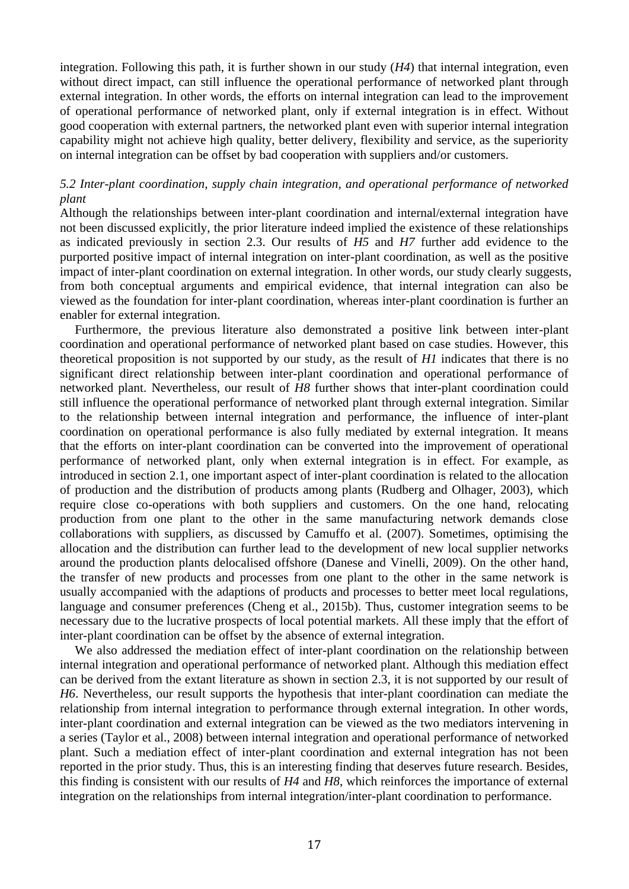integration. Following this path, it is further shown in our study (*H4*) that internal integration, even without direct impact, can still influence the operational performance of networked plant through external integration. In other words, the efforts on internal integration can lead to the improvement of operational performance of networked plant, only if external integration is in effect. Without good cooperation with external partners, the networked plant even with superior internal integration capability might not achieve high quality, better delivery, flexibility and service, as the superiority on internal integration can be offset by bad cooperation with suppliers and/or customers.

### *5.2 Inter-plant coordination, supply chain integration, and operational performance of networked plant*

Although the relationships between inter-plant coordination and internal/external integration have not been discussed explicitly, the prior literature indeed implied the existence of these relationships as indicated previously in section 2.3. Our results of *H5* and *H7* further add evidence to the purported positive impact of internal integration on inter-plant coordination, as well as the positive impact of inter-plant coordination on external integration. In other words, our study clearly suggests, from both conceptual arguments and empirical evidence, that internal integration can also be viewed as the foundation for inter-plant coordination, whereas inter-plant coordination is further an enabler for external integration.

Furthermore, the previous literature also demonstrated a positive link between inter-plant coordination and operational performance of networked plant based on case studies. However, this theoretical proposition is not supported by our study, as the result of *H1* indicates that there is no significant direct relationship between inter-plant coordination and operational performance of networked plant. Nevertheless, our result of *H8* further shows that inter-plant coordination could still influence the operational performance of networked plant through external integration. Similar to the relationship between internal integration and performance, the influence of inter-plant coordination on operational performance is also fully mediated by external integration. It means that the efforts on inter-plant coordination can be converted into the improvement of operational performance of networked plant, only when external integration is in effect. For example, as introduced in section 2.1, one important aspect of inter-plant coordination is related to the allocation of production and the distribution of products among plants (Rudberg and Olhager, 2003), which require close co-operations with both suppliers and customers. On the one hand, relocating production from one plant to the other in the same manufacturing network demands close collaborations with suppliers, as discussed by Camuffo et al. (2007). Sometimes, optimising the allocation and the distribution can further lead to the development of new local supplier networks around the production plants delocalised offshore (Danese and Vinelli, 2009). On the other hand, the transfer of new products and processes from one plant to the other in the same network is usually accompanied with the adaptions of products and processes to better meet local regulations, language and consumer preferences (Cheng et al., 2015b). Thus, customer integration seems to be necessary due to the lucrative prospects of local potential markets. All these imply that the effort of inter-plant coordination can be offset by the absence of external integration.

We also addressed the mediation effect of inter-plant coordination on the relationship between internal integration and operational performance of networked plant. Although this mediation effect can be derived from the extant literature as shown in section 2.3, it is not supported by our result of *H6*. Nevertheless, our result supports the hypothesis that inter-plant coordination can mediate the relationship from internal integration to performance through external integration. In other words, inter-plant coordination and external integration can be viewed as the two mediators intervening in a series (Taylor et al., 2008) between internal integration and operational performance of networked plant. Such a mediation effect of inter-plant coordination and external integration has not been reported in the prior study. Thus, this is an interesting finding that deserves future research. Besides, this finding is consistent with our results of *H4* and *H8*, which reinforces the importance of external integration on the relationships from internal integration/inter-plant coordination to performance.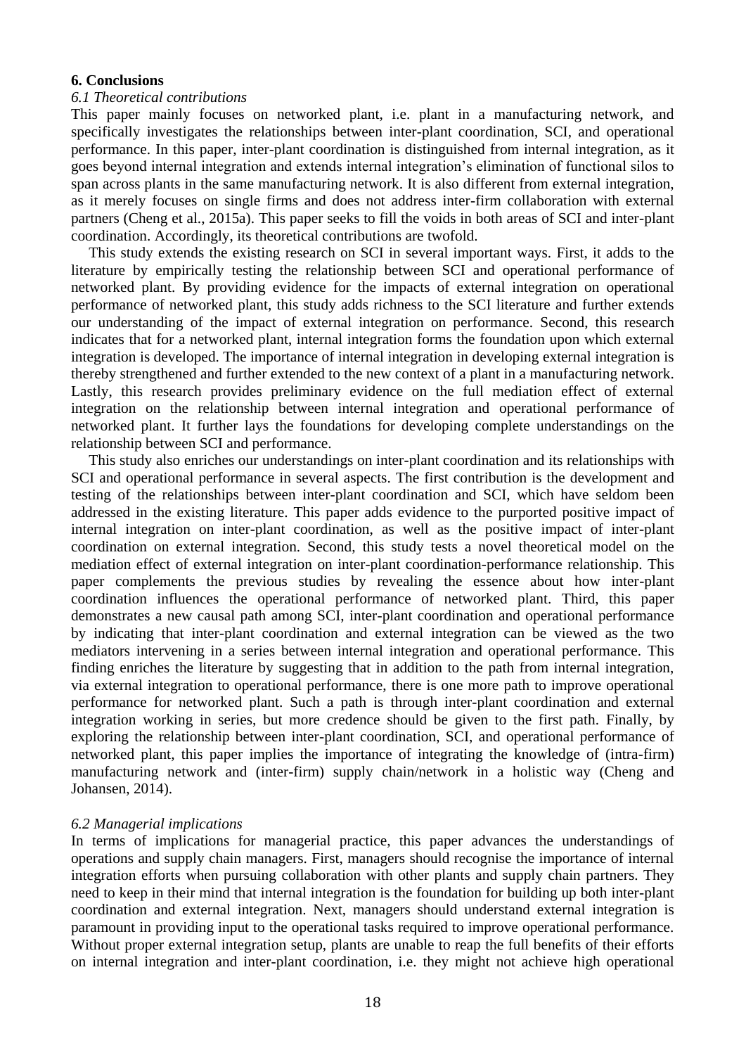## 6. Conclusions

### *6.1 Theoretical contributions*

This paper mainly focuses on networked plant, i.e. plant in a manufacturing network, and specifically investigates the relationships between inter-plant coordination, SCI, and operational performance. In this paper, inter-plant coordination is distinguished from internal integration, as it goes beyond internal integration and extends internal integration's elimination of functional silos to span across plants in the same manufacturing network. It is also different from external integration, as it merely focuses on single firms and does not address inter-firm collaboration with external partners (Cheng et al., 2015a). This paper seeks to fill the voids in both areas of SCI and inter-plant coordination. Accordingly, its theoretical contributions are twofold.

This study extends the existing research on SCI in several important ways. First, it adds to the literature by empirically testing the relationship between SCI and operational performance of networked plant. By providing evidence for the impacts of external integration on operational performance of networked plant, this study adds richness to the SCI literature and further extends our understanding of the impact of external integration on performance. Second, this research indicates that for a networked plant, internal integration forms the foundation upon which external integration is developed. The importance of internal integration in developing external integration is thereby strengthened and further extended to the new context of a plant in a manufacturing network. Lastly, this research provides preliminary evidence on the full mediation effect of external integration on the relationship between internal integration and operational performance of networked plant. It further lays the foundations for developing complete understandings on the relationship between SCI and performance.

This study also enriches our understandings on inter-plant coordination and its relationships with SCI and operational performance in several aspects. The first contribution is the development and testing of the relationships between inter-plant coordination and SCI, which have seldom been addressed in the existing literature. This paper adds evidence to the purported positive impact of internal integration on inter-plant coordination, as well as the positive impact of inter-plant coordination on external integration. Second, this study tests a novel theoretical model on the mediation effect of external integration on inter-plant coordination-performance relationship. This paper complements the previous studies by revealing the essence about how inter-plant coordination influences the operational performance of networked plant. Third, this paper demonstrates a new causal path among SCI, inter-plant coordination and operational performance by indicating that inter-plant coordination and external integration can be viewed as the two mediators intervening in a series between internal integration and operational performance. This finding enriches the literature by suggesting that in addition to the path from internal integration, via external integration to operational performance, there is one more path to improve operational performance for networked plant. Such a path is through inter-plant coordination and external integration working in series, but more credence should be given to the first path. Finally, by exploring the relationship between inter-plant coordination, SCI, and operational performance of networked plant, this paper implies the importance of integrating the knowledge of (intra-firm) manufacturing network and (inter-firm) supply chain/network in a holistic way (Cheng and Johansen, 2014).

### *6.2 Managerial implications*

In terms of implications for managerial practice, this paper advances the understandings of operations and supply chain managers. First, managers should recognise the importance of internal integration efforts when pursuing collaboration with other plants and supply chain partners. They need to keep in their mind that internal integration is the foundation for building up both inter-plant coordination and external integration. Next, managers should understand external integration is paramount in providing input to the operational tasks required to improve operational performance. Without proper external integration setup, plants are unable to reap the full benefits of their efforts on internal integration and inter-plant coordination, i.e. they might not achieve high operational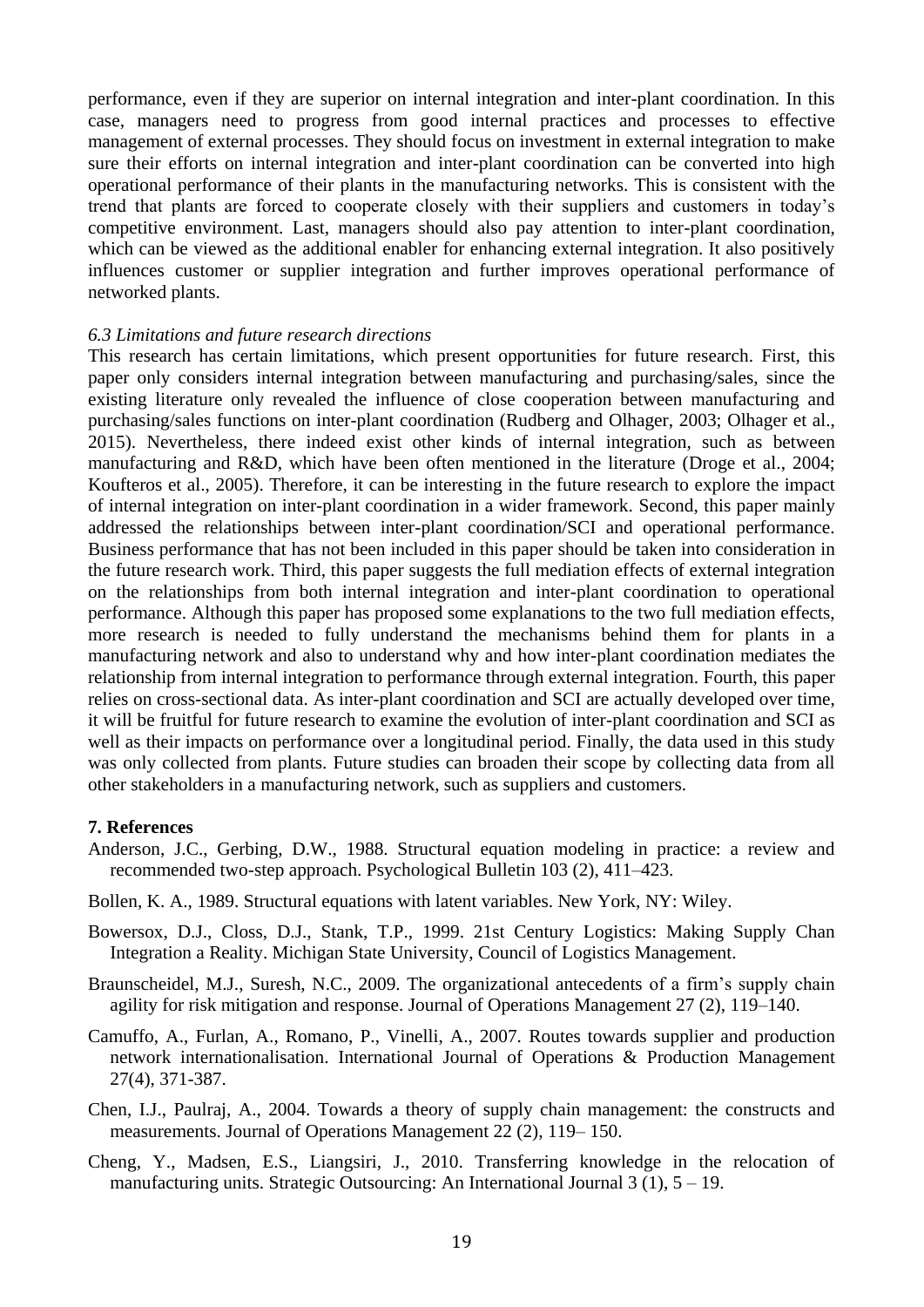performance, even if they are superior on internal integration and inter-plant coordination. In this case, managers need to progress from good internal practices and processes to effective management of external processes. They should focus on investment in external integration to make sure their efforts on internal integration and inter-plant coordination can be converted into high operational performance of their plants in the manufacturing networks. This is consistent with the trend that plants are forced to cooperate closely with their suppliers and customers in today's competitive environment. Last, managers should also pay attention to inter-plant coordination, which can be viewed as the additional enabler for enhancing external integration. It also positively influences customer or supplier integration and further improves operational performance of networked plants.

### *6.3 Limitations and future research directions*

This research has certain limitations, which present opportunities for future research. First, this paper only considers internal integration between manufacturing and purchasing/sales, since the existing literature only revealed the influence of close cooperation between manufacturing and purchasing/sales functions on inter-plant coordination (Rudberg and Olhager, 2003; Olhager et al., 2015). Nevertheless, there indeed exist other kinds of internal integration, such as between manufacturing and R&D, which have been often mentioned in the literature (Droge et al., 2004; Koufteros et al., 2005). Therefore, it can be interesting in the future research to explore the impact of internal integration on inter-plant coordination in a wider framework. Second, this paper mainly addressed the relationships between inter-plant coordination/SCI and operational performance. Business performance that has not been included in this paper should be taken into consideration in the future research work. Third, this paper suggests the full mediation effects of external integration on the relationships from both internal integration and inter-plant coordination to operational performance. Although this paper has proposed some explanations to the two full mediation effects, more research is needed to fully understand the mechanisms behind them for plants in a manufacturing network and also to understand why and how inter-plant coordination mediates the relationship from internal integration to performance through external integration. Fourth, this paper relies on cross-sectional data. As inter-plant coordination and SCI are actually developed over time, it will be fruitful for future research to examine the evolution of inter-plant coordination and SCI as well as their impacts on performance over a longitudinal period. Finally, the data used in this study was only collected from plants. Future studies can broaden their scope by collecting data from all other stakeholders in a manufacturing network, such as suppliers and customers.

## 7. References

Anderson, J.C., Gerbing, D.W., 1988. Structural equation modeling in practice: a review and recommended two-step approach. Psychological Bulletin 103 (2), 411–423.

Bollen, K. A., 1989. Structural equations with latent variables. New York, NY: Wiley.

Bowersox, D.J., Closs, D.J., Stank, T.P., 1999. 21st Century Logistics: Making Supply Chan Integration a Reality. Michigan State University, Council of Logistics Management.

Braunscheidel, M.J., Suresh, N.C., 2009. The organizational antecedents of a firm's supply chain agility for risk mitigation and response. Journal of Operations Management 27 (2), 119–140.

Camuffo, A., Furlan, A., Romano, P., Vinelli, A., 2007. Routes towards supplier and production network internationalisation. International Journal of Operations & Production Management 27(4), 371-387.

Chen, I.J., Paulraj, A., 2004. Towards a theory of supply chain management: the constructs and measurements. Journal of Operations Management 22 (2), 119– 150.

Cheng, Y., Madsen, E.S., Liangsiri, J., 2010. Transferring knowledge in the relocation of manufacturing units. Strategic Outsourcing: An International Journal 3 (1), 5 – 19.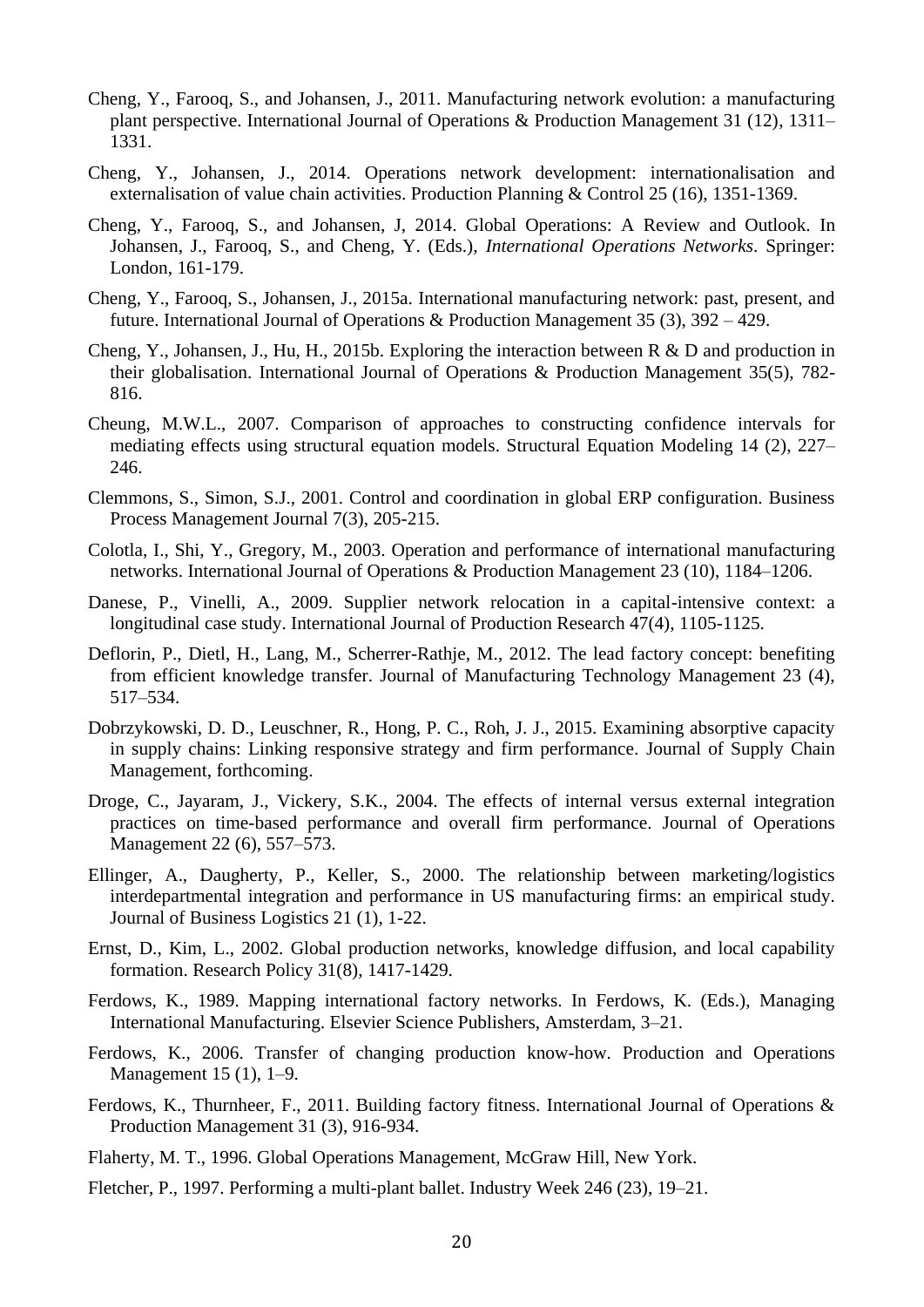Cheng, Y., Farooq, S., and Johansen, J., 2011. Manufacturing network evolution: a manufacturing plant perspective. International Journal of Operations & Production Management 31 (12), 1311–1331.

Cheng, Y., Johansen, J., 2014. Operations network development: internationalisation and externalisation of value chain activities. Production Planning & Control 25 (16), 1351-1369.

Cheng, Y., Farooq, S., and Johansen, J, 2014. Global Operations: A Review and Outlook. In Johansen, J., Farooq, S., and Cheng, Y. (Eds.), *International Operations Networks*. Springer: London, 161-179.

Cheng, Y., Farooq, S., Johansen, J., 2015a. International manufacturing network: past, present, and future. International Journal of Operations & Production Management 35 (3), 392 – 429.

Cheng, Y., Johansen, J., Hu, H., 2015b. Exploring the interaction between R & D and production in their globalisation. International Journal of Operations & Production Management 35(5), 782-816.

Cheung, M.W.L., 2007. Comparison of approaches to constructing confidence intervals for mediating effects using structural equation models. Structural Equation Modeling 14 (2), 227–246.

Clemmons, S., Simon, S.J., 2001. Control and coordination in global ERP configuration. Business Process Management Journal 7(3), 205-215.

Colotla, I., Shi, Y., Gregory, M., 2003. Operation and performance of international manufacturing networks. International Journal of Operations & Production Management 23 (10), 1184–1206.

Danese, P., Vinelli, A., 2009. Supplier network relocation in a capital-intensive context: a longitudinal case study. International Journal of Production Research 47(4), 1105-1125.

Deflorin, P., Dietl, H., Lang, M., Scherrer-Rathje, M., 2012. The lead factory concept: benefiting from efficient knowledge transfer. Journal of Manufacturing Technology Management 23 (4), 517–534.

Dobrzykowski, D. D., Leuschner, R., Hong, P. C., Roh, J. J., 2015. Examining absorptive capacity in supply chains: Linking responsive strategy and firm performance. Journal of Supply Chain Management, forthcoming.

Droge, C., Jayaram, J., Vickery, S.K., 2004. The effects of internal versus external integration practices on time-based performance and overall firm performance. Journal of Operations Management 22 (6), 557–573.

Ellinger, A., Daugherty, P., Keller, S., 2000. The relationship between marketing/logistics interdepartmental integration and performance in US manufacturing firms: an empirical study. Journal of Business Logistics 21 (1), 1-22.

Ernst, D., Kim, L., 2002. Global production networks, knowledge diffusion, and local capability formation. Research Policy 31(8), 1417-1429.

Ferdows, K., 1989. Mapping international factory networks. In Ferdows, K. (Eds.), Managing International Manufacturing. Elsevier Science Publishers, Amsterdam, 3–21.

Ferdows, K., 2006. Transfer of changing production know-how. Production and Operations Management 15 (1), 1–9.

Ferdows, K., Thurnheer, F., 2011. Building factory fitness. International Journal of Operations & Production Management 31 (3), 916-934.

Flaherty, M. T., 1996. Global Operations Management, McGraw Hill, New York.

Fletcher, P., 1997. Performing a multi-plant ballet. Industry Week 246 (23), 19–21.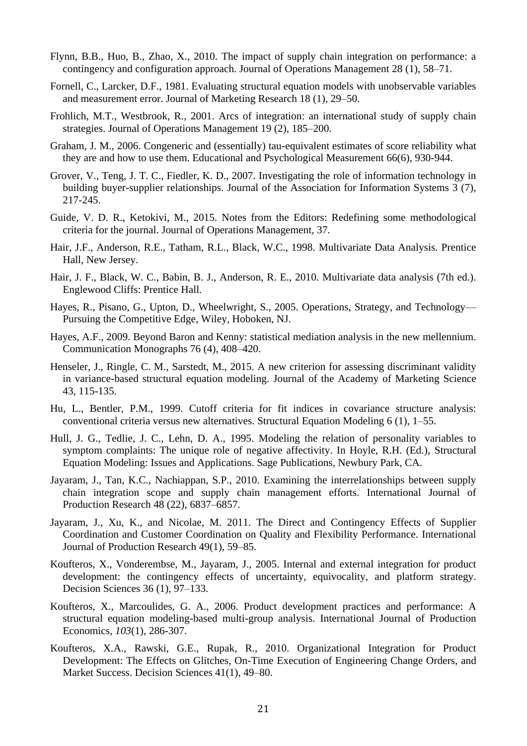Flynn, B.B., Huo, B., Zhao, X., 2010. The impact of supply chain integration on performance: a contingency and configuration approach. Journal of Operations Management 28 (1), 58–71.

Fornell, C., Larcker, D.F., 1981. Evaluating structural equation models with unobservable variables and measurement error. Journal of Marketing Research 18 (1), 29–50.

Frohlich, M.T., Westbrook, R., 2001. Arcs of integration: an international study of supply chain strategies. Journal of Operations Management 19 (2), 185–200.

Graham, J. M., 2006. Congeneric and (essentially) tau-equivalent estimates of score reliability what they are and how to use them. Educational and Psychological Measurement 66(6), 930-944.

Grover, V., Teng, J. T. C., Fiedler, K. D., 2007. Investigating the role of information technology in building buyer-supplier relationships. Journal of the Association for Information Systems 3 (7), 217-245.

Guide, V. D. R., Ketokivi, M., 2015. Notes from the Editors: Redefining some methodological criteria for the journal. Journal of Operations Management, 37.

Hair, J.F., Anderson, R.E., Tatham, R.L., Black, W.C., 1998. Multivariate Data Analysis. Prentice Hall, New Jersey.

Hair, J. F., Black, W. C., Babin, B. J., Anderson, R. E., 2010. Multivariate data analysis (7th ed.). Englewood Cliffs: Prentice Hall.

Hayes, R., Pisano, G., Upton, D., Wheelwright, S., 2005. Operations, Strategy, and Technology—Pursuing the Competitive Edge, Wiley, Hoboken, NJ.

Hayes, A.F., 2009. Beyond Baron and Kenny: statistical mediation analysis in the new mellennium. Communication Monographs 76 (4), 408–420.

Henseler, J., Ringle, C. M., Sarstedt, M., 2015. A new criterion for assessing discriminant validity in variance-based structural equation modeling. Journal of the Academy of Marketing Science 43, 115-135.

Hu, L., Bentler, P.M., 1999. Cutoff criteria for fit indices in covariance structure analysis: conventional criteria versus new alternatives. Structural Equation Modeling 6 (1), 1–55.

Hull, J. G., Tedlie, J. C., Lehn, D. A., 1995. Modeling the relation of personality variables to symptom complaints: The unique role of negative affectivity. In Hoyle, R.H. (Ed.), Structural Equation Modeling: Issues and Applications. Sage Publications, Newbury Park, CA.

Jayaram, J., Tan, K.C., Nachiappan, S.P., 2010. Examining the interrelationships between supply chain integration scope and supply chain management efforts. International Journal of Production Research 48 (22), 6837–6857.

Jayaram, J., Xu, K., and Nicolae, M. 2011. The Direct and Contingency Effects of Supplier Coordination and Customer Coordination on Quality and Flexibility Performance. International Journal of Production Research 49(1), 59–85.

Koufteros, X., Vonderembse, M., Jayaram, J., 2005. Internal and external integration for product development: the contingency effects of uncertainty, equivocality, and platform strategy. Decision Sciences 36 (1), 97–133.

Koufteros, X., Marcoulides, G. A., 2006. Product development practices and performance: A structural equation modeling-based multi-group analysis. International Journal of Production Economics, *103*(1), 286-307.

Koufteros, X.A., Rawski, G.E., Rupak, R., 2010. Organizational Integration for Product Development: The Effects on Glitches, On-Time Execution of Engineering Change Orders, and Market Success. Decision Sciences 41(1), 49–80.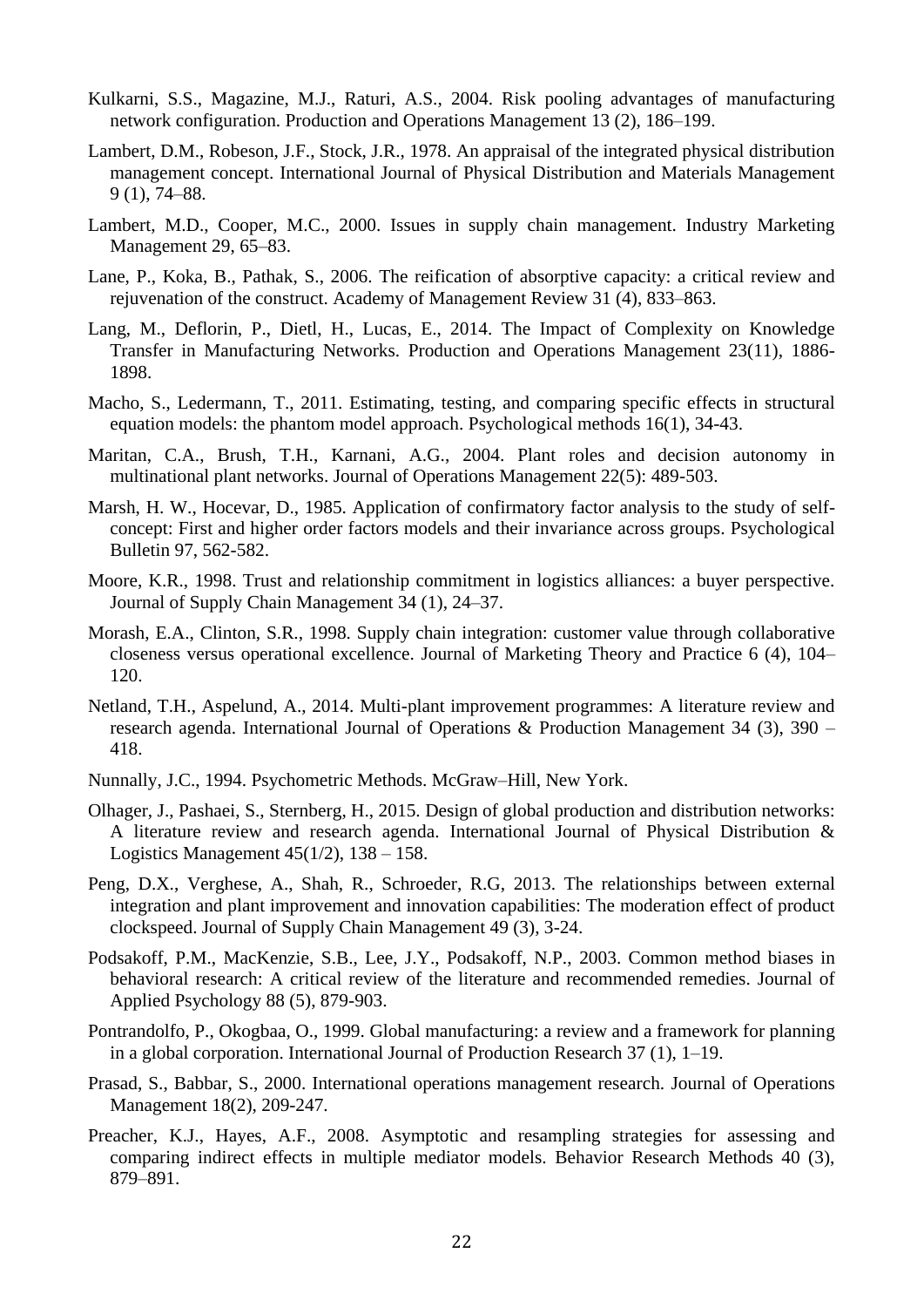Kulkarni, S.S., Magazine, M.J., Raturi, A.S., 2004. Risk pooling advantages of manufacturing network configuration. Production and Operations Management 13 (2), 186–199.

Lambert, D.M., Robeson, J.F., Stock, J.R., 1978. An appraisal of the integrated physical distribution management concept. International Journal of Physical Distribution and Materials Management 9 (1), 74–88.

Lambert, M.D., Cooper, M.C., 2000. Issues in supply chain management. Industry Marketing Management 29, 65–83.

Lane, P., Koka, B., Pathak, S., 2006. The reification of absorptive capacity: a critical review and rejuvenation of the construct. Academy of Management Review 31 (4), 833–863.

Lang, M., Deflorin, P., Dietl, H., Lucas, E., 2014. The Impact of Complexity on Knowledge Transfer in Manufacturing Networks. Production and Operations Management 23(11), 1886-1898.

Macho, S., Ledermann, T., 2011. Estimating, testing, and comparing specific effects in structural equation models: the phantom model approach. Psychological methods 16(1), 34-43.

Maritan, C.A., Brush, T.H., Karnani, A.G., 2004. Plant roles and decision autonomy in multinational plant networks. Journal of Operations Management 22(5): 489-503.

Marsh, H. W., Hocevar, D., 1985. Application of confirmatory factor analysis to the study of self-concept: First and higher order factors models and their invariance across groups. Psychological Bulletin 97, 562-582.

Moore, K.R., 1998. Trust and relationship commitment in logistics alliances: a buyer perspective. Journal of Supply Chain Management 34 (1), 24–37.

Morash, E.A., Clinton, S.R., 1998. Supply chain integration: customer value through collaborative closeness versus operational excellence. Journal of Marketing Theory and Practice 6 (4), 104–120.

Netland, T.H., Aspelund, A., 2014. Multi-plant improvement programmes: A literature review and research agenda. International Journal of Operations & Production Management 34 (3), 390 – 418.

Nunnally, J.C., 1994. Psychometric Methods. McGraw–Hill, New York.

Olhager, J., Pashaei, S., Sternberg, H., 2015. Design of global production and distribution networks: A literature review and research agenda. International Journal of Physical Distribution & Logistics Management 45(1/2), 138 – 158.

Peng, D.X., Verghese, A., Shah, R., Schroeder, R.G, 2013. The relationships between external integration and plant improvement and innovation capabilities: The moderation effect of product clockspeed. Journal of Supply Chain Management 49 (3), 3-24.

Podsakoff, P.M., MacKenzie, S.B., Lee, J.Y., Podsakoff, N.P., 2003. Common method biases in behavioral research: A critical review of the literature and recommended remedies. Journal of Applied Psychology 88 (5), 879-903.

Pontrandolfo, P., Okogbaa, O., 1999. Global manufacturing: a review and a framework for planning in a global corporation. International Journal of Production Research 37 (1), 1–19.

Prasad, S., Babbar, S., 2000. International operations management research. Journal of Operations Management 18(2), 209-247.

Preacher, K.J., Hayes, A.F., 2008. Asymptotic and resampling strategies for assessing and comparing indirect effects in multiple mediator models. Behavior Research Methods 40 (3), 879–891.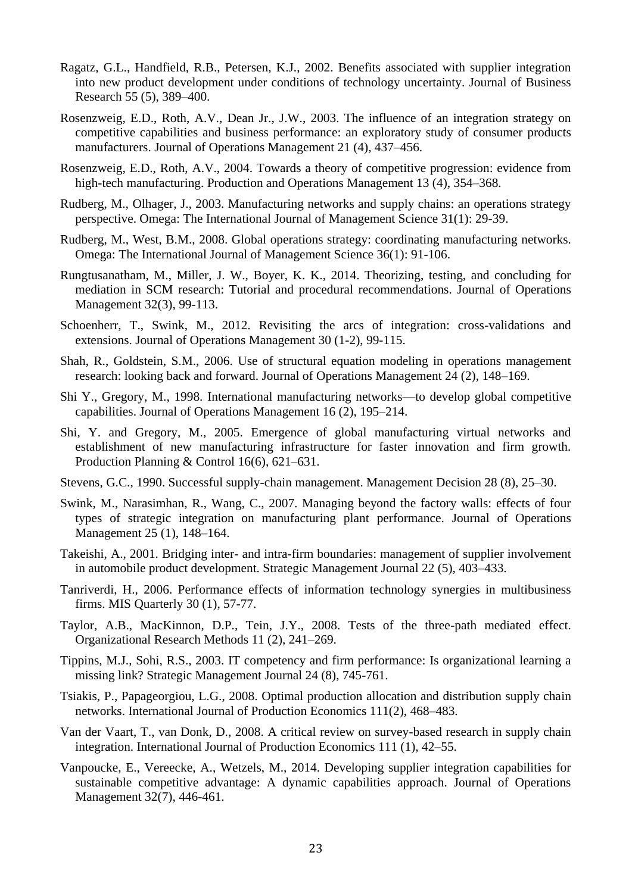Ragatz, G.L., Handfield, R.B., Petersen, K.J., 2002. Benefits associated with supplier integration into new product development under conditions of technology uncertainty. Journal of Business Research 55 (5), 389–400.

Rosenzweig, E.D., Roth, A.V., Dean Jr., J.W., 2003. The influence of an integration strategy on competitive capabilities and business performance: an exploratory study of consumer products manufacturers. Journal of Operations Management 21 (4), 437–456.

Rosenzweig, E.D., Roth, A.V., 2004. Towards a theory of competitive progression: evidence from high-tech manufacturing. Production and Operations Management 13 (4), 354–368.

Rudberg, M., Olhager, J., 2003. Manufacturing networks and supply chains: an operations strategy perspective. Omega: The International Journal of Management Science 31(1): 29-39.

Rudberg, M., West, B.M., 2008. Global operations strategy: coordinating manufacturing networks. Omega: The International Journal of Management Science 36(1): 91-106.

Rungtusanatham, M., Miller, J. W., Boyer, K. K., 2014. Theorizing, testing, and concluding for mediation in SCM research: Tutorial and procedural recommendations. Journal of Operations Management 32(3), 99-113.

Schoenherr, T., Swink, M., 2012. Revisiting the arcs of integration: cross-validations and extensions. Journal of Operations Management 30 (1-2), 99-115.

Shah, R., Goldstein, S.M., 2006. Use of structural equation modeling in operations management research: looking back and forward. Journal of Operations Management 24 (2), 148–169.

Shi Y., Gregory, M., 1998. International manufacturing networks—to develop global competitive capabilities. Journal of Operations Management 16 (2), 195–214.

Shi, Y. and Gregory, M., 2005. Emergence of global manufacturing virtual networks and establishment of new manufacturing infrastructure for faster innovation and firm growth. Production Planning & Control 16(6), 621–631.

Stevens, G.C., 1990. Successful supply-chain management. Management Decision 28 (8), 25–30.

Swink, M., Narasimhan, R., Wang, C., 2007. Managing beyond the factory walls: effects of four types of strategic integration on manufacturing plant performance. Journal of Operations Management 25 (1), 148–164.

Takeishi, A., 2001. Bridging inter- and intra-firm boundaries: management of supplier involvement in automobile product development. Strategic Management Journal 22 (5), 403–433.

Tanriverdi, H., 2006. Performance effects of information technology synergies in multibusiness firms. MIS Quarterly 30 (1), 57-77.

Taylor, A.B., MacKinnon, D.P., Tein, J.Y., 2008. Tests of the three-path mediated effect. Organizational Research Methods 11 (2), 241–269.

Tippins, M.J., Sohi, R.S., 2003. IT competency and firm performance: Is organizational learning a missing link? Strategic Management Journal 24 (8), 745-761.

Tsiakis, P., Papageorgiou, L.G., 2008. Optimal production allocation and distribution supply chain networks. International Journal of Production Economics 111(2), 468–483.

Van der Vaart, T., van Donk, D., 2008. A critical review on survey-based research in supply chain integration. International Journal of Production Economics 111 (1), 42–55.

Vanpoucke, E., Vereecke, A., Wetzels, M., 2014. Developing supplier integration capabilities for sustainable competitive advantage: A dynamic capabilities approach. Journal of Operations Management 32(7), 446-461.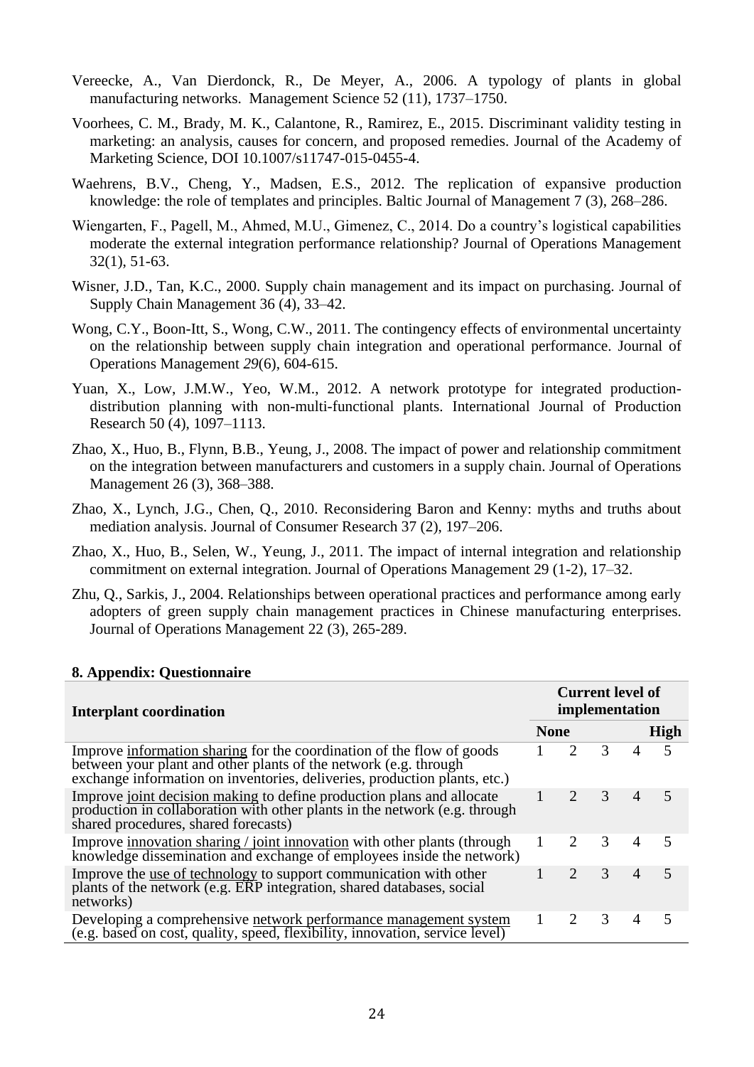Vereecke, A., Van Dierdonck, R., De Meyer, A., 2006. A typology of plants in global manufacturing networks. Management Science 52 (11), 1737–1750.

Voorhees, C. M., Brady, M. K., Calantone, R., Ramirez, E., 2015. Discriminant validity testing in marketing: an analysis, causes for concern, and proposed remedies. Journal of the Academy of Marketing Science, DOI 10.1007/s11747-015-0455-4.

Waehrens, B.V., Cheng, Y., Madsen, E.S., 2012. The replication of expansive production knowledge: the role of templates and principles. Baltic Journal of Management 7 (3), 268–286.

Wiengarten, F., Pagell, M., Ahmed, M.U., Gimenez, C., 2014. Do a country's logistical capabilities moderate the external integration performance relationship? Journal of Operations Management 32(1), 51-63.

Wisner, J.D., Tan, K.C., 2000. Supply chain management and its impact on purchasing. Journal of Supply Chain Management 36 (4), 33–42.

Wong, C.Y., Boon-Itt, S., Wong, C.W., 2011. The contingency effects of environmental uncertainty on the relationship between supply chain integration and operational performance. Journal of Operations Management *29*(6), 604-615.

Yuan, X., Low, J.M.W., Yeo, W.M., 2012. A network prototype for integrated production-distribution planning with non-multi-functional plants. International Journal of Production Research 50 (4), 1097–1113.

Zhao, X., Huo, B., Flynn, B.B., Yeung, J., 2008. The impact of power and relationship commitment on the integration between manufacturers and customers in a supply chain. Journal of Operations Management 26 (3), 368–388.

Zhao, X., Lynch, J.G., Chen, Q., 2010. Reconsidering Baron and Kenny: myths and truths about mediation analysis. Journal of Consumer Research 37 (2), 197–206.

Zhao, X., Huo, B., Selen, W., Yeung, J., 2011. The impact of internal integration and relationship commitment on external integration. Journal of Operations Management 29 (1-2), 17–32.

Zhu, Q., Sarkis, J., 2004. Relationships between operational practices and performance among early adopters of green supply chain management practices in Chinese manufacturing enterprises. Journal of Operations Management 22 (3), 265-289.

## 8. Appendix: Questionnaire

| **Interplant coordination** | **Current level of implementation** | | | | |
|---|---|---|---|---|---|
| | **None** | | | | **High** |
| Improve information sharing for the coordination of the flow of goods between your plant and other plants of the network (e.g. through exchange information on inventories, deliveries, production plants, etc.) | 1 | 2 | 3 | 4 | 5 |
| Improve joint decision making to define production plans and allocate production in collaboration with other plants in the network (e.g. through shared procedures, shared forecasts) | 1 | 2 | 3 | 4 | 5 |
| Improve innovation sharing / joint innovation with other plants (through knowledge dissemination and exchange of employees inside the network) | 1 | 2 | 3 | 4 | 5 |
| Improve the use of technology to support communication with other plants of the network (e.g. ERP integration, shared databases, social networks) | 1 | 2 | 3 | 4 | 5 |
| Developing a comprehensive network performance management system (e.g. based on cost, quality, speed, flexibility, innovation, service level) | 1 | 2 | 3 | 4 | 5 |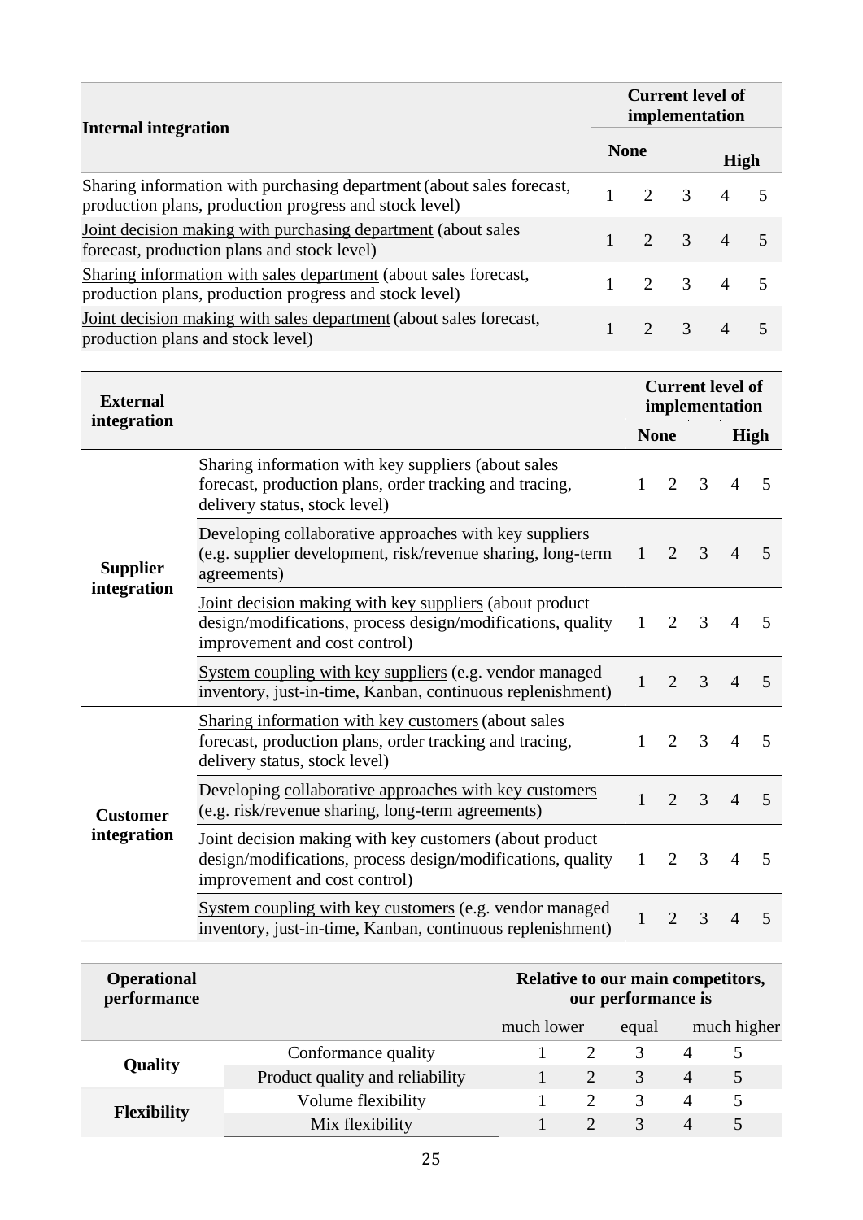| Internal integration | Current level of implementation | | | | |
|---|---|---|---|---|---|
| | None | | | | High |
| Sharing information with purchasing department (about sales forecast, production plans, production progress and stock level) | 1 | 2 | 3 | 4 | 5 |
| Joint decision making with purchasing department (about sales forecast, production plans and stock level) | 1 | 2 | 3 | 4 | 5 |
| Sharing information with sales department (about sales forecast, production plans, production progress and stock level) | 1 | 2 | 3 | 4 | 5 |
| Joint decision making with sales department (about sales forecast, production plans and stock level) | 1 | 2 | 3 | 4 | 5 |

| External integration | | Current level of implementation | | | | |
|---|---|---|---|---|---|---|
| | | None | | | | High |
| Supplier integration | Sharing information with key suppliers (about sales forecast, production plans, order tracking and tracing, delivery status, stock level) | 1 | 2 | 3 | 4 | 5 |
| | Developing collaborative approaches with key suppliers (e.g. supplier development, risk/revenue sharing, long-term agreements) | 1 | 2 | 3 | 4 | 5 |
| | Joint decision making with key suppliers (about product design/modifications, process design/modifications, quality improvement and cost control) | 1 | 2 | 3 | 4 | 5 |
| | System coupling with key suppliers (e.g. vendor managed inventory, just-in-time, Kanban, continuous replenishment) | 1 | 2 | 3 | 4 | 5 |
| Customer integration | Sharing information with key customers (about sales forecast, production plans, order tracking and tracing, delivery status, stock level) | 1 | 2 | 3 | 4 | 5 |
| | Developing collaborative approaches with key customers (e.g. risk/revenue sharing, long-term agreements) | 1 | 2 | 3 | 4 | 5 |
| | Joint decision making with key customers (about product design/modifications, process design/modifications, quality improvement and cost control) | 1 | 2 | 3 | 4 | 5 |
| | System coupling with key customers (e.g. vendor managed inventory, just-in-time, Kanban, continuous replenishment) | 1 | 2 | 3 | 4 | 5 |

| Operational performance | | Relative to our main competitors, our performance is | | | | |
|---|---|---|---|---|---|---|
| | | much lower | | equal | | much higher |
| Quality | Conformance quality | 1 | 2 | 3 | 4 | 5 |
| | Product quality and reliability | 1 | 2 | 3 | 4 | 5 |
| Flexibility | Volume flexibility | 1 | 2 | 3 | 4 | 5 |
| | Mix flexibility | 1 | 2 | 3 | 4 | 5 |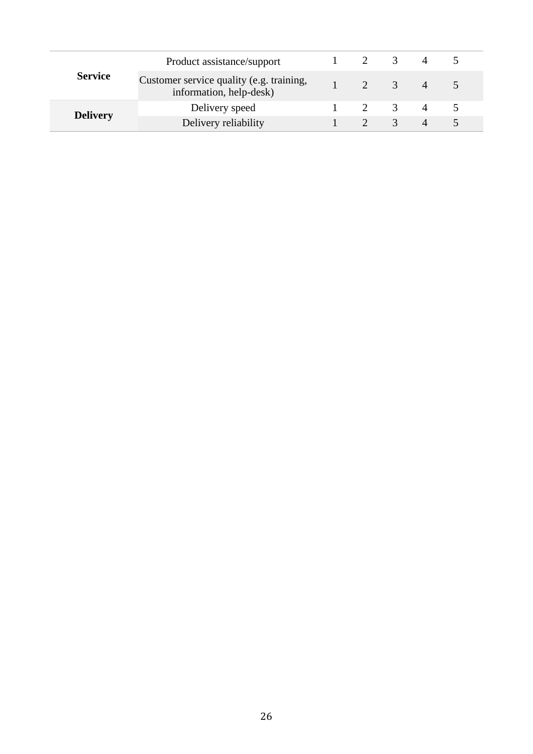| | | | | | | |
|---|---|---|---|---|---|---|
| **Service** | Product assistance/support | 1 | 2 | 3 | 4 | 5 |
| | Customer service quality (e.g. training, information, help-desk) | 1 | 2 | 3 | 4 | 5 |
| **Delivery** | Delivery speed | 1 | 2 | 3 | 4 | 5 |
| | Delivery reliability | 1 | 2 | 3 | 4 | 5 |